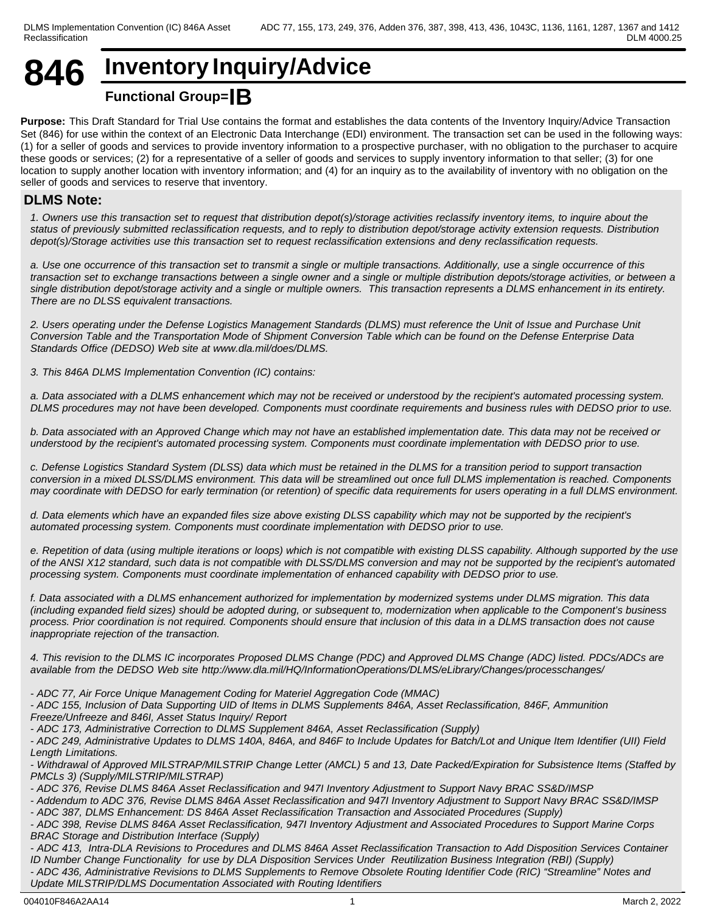# 846 Inventory Inquiry/Advice

**Functional Group=IB**

**Purpose:** This Draft Standard for Trial Use contains the format and establishes the data contents of the Inventory Inquiry/Advice Transaction Set (846) for use within the context of an Electronic Data Interchange (EDI) environment. The transaction set can be used in the following ways: (1) for a seller of goods and services to provide inventory information to a prospective purchaser, with no obligation to the purchaser to acquire these goods or services; (2) for a representative of a seller of goods and services to supply inventory information to that seller; (3) for one location to supply another location with inventory information; and (4) for an inquiry as to the availability of inventory with no obligation on the seller of goods and services to reserve that inventory.

## DLMS Note:

*1. Owners use this transaction set to request that distribution depot(s)/storage activities reclassify inventory items, to inquire about the status of previously submitted reclassification requests, and to reply to distribution depot/storage activity extension requests. Distribution depot(s)/Storage activities use this transaction set to request reclassification extensions and deny reclassification requests.*

*a. Use one occurrence of this transaction set to transmit a single or multiple transactions. Additionally, use a single occurrence of this transaction set to exchange transactions between a single owner and a single or multiple distribution depots/storage activities, or between a single distribution depot/storage activity and a single or multiple owners. This transaction represents a DLMS enhancement in its entirety. There are no DLSS equivalent transactions.*

*2. Users operating under the Defense Logistics Management Standards (DLMS) must reference the Unit of Issue and Purchase Unit Conversion Table and the Transportation Mode of Shipment Conversion Table which can be found on the Defense Enterprise Data Standards Office (DEDSO) Web site at www.dla.mil/does/DLMS.*

*3. This 846A DLMS Implementation Convention (IC) contains:*

*a. Data associated with a DLMS enhancement which may not be received or understood by the recipient's automated processing system. DLMS procedures may not have been developed. Components must coordinate requirements and business rules with DEDSO prior to use.*

*b. Data associated with an Approved Change which may not have an established implementation date. This data may not be received or understood by the recipient's automated processing system. Components must coordinate implementation with DEDSO prior to use.*

*c. Defense Logistics Standard System (DLSS) data which must be retained in the DLMS for a transition period to support transaction conversion in a mixed DLSS/DLMS environment. This data will be streamlined out once full DLMS implementation is reached. Components may coordinate with DEDSO for early termination (or retention) of specific data requirements for users operating in a full DLMS environment.*

*d. Data elements which have an expanded files size above existing DLSS capability which may not be supported by the recipient's automated processing system. Components must coordinate implementation with DEDSO prior to use.*

*e. Repetition of data (using multiple iterations or loops) which is not compatible with existing DLSS capability. Although supported by the use of the ANSI X12 standard, such data is not compatible with DLSS/DLMS conversion and may not be supported by the recipient's automated processing system. Components must coordinate implementation of enhanced capability with DEDSO prior to use.*

*f. Data associated with a DLMS enhancement authorized for implementation by modernized systems under DLMS migration. This data (including expanded field sizes) should be adopted during, or subsequent to, modernization when applicable to the Component's business process. Prior coordination is not required. Components should ensure that inclusion of this data in a DLMS transaction does not cause inappropriate rejection of the transaction.*

*4. This revision to the DLMS IC incorporates Proposed DLMS Change (PDC) and Approved DLMS Change (ADC) listed. PDCs/ADCs are available from the DEDSO Web site http://www.dla.mil/HQ/InformationOperations/DLMS/eLibrary/Changes/processchanges/*

*- ADC 77, Air Force Unique Management Coding for Materiel Aggregation Code (MMAC)*
*- ADC 155, Inclusion of Data Supporting UID of Items in DLMS Supplements 846A, Asset Reclassification, 846F, Ammunition Freeze/Unfreeze and 846I, Asset Status Inquiry/ Report*
*- ADC 173, Administrative Correction to DLMS Supplement 846A, Asset Reclassification (Supply)*
*- ADC 249, Administrative Updates to DLMS 140A, 846A, and 846F to Include Updates for Batch/Lot and Unique Item Identifier (UII) Field Length Limitations.*
*- Withdrawal of Approved MILSTRAP/MILSTRIP Change Letter (AMCL) 5 and 13, Date Packed/Expiration for Subsistence Items (Staffed by PMCLs 3) (Supply/MILSTRIP/MILSTRAP)*
*- ADC 376, Revise DLMS 846A Asset Reclassification and 947I Inventory Adjustment to Support Navy BRAC SS&D/IMSP*
*- Addendum to ADC 376, Revise DLMS 846A Asset Reclassification and 947I Inventory Adjustment to Support Navy BRAC SS&D/IMSP*
*- ADC 387, DLMS Enhancement: DS 846A Asset Reclassification Transaction and Associated Procedures (Supply)*
*- ADC 398, Revise DLMS 846A Asset Reclassification, 947I Inventory Adjustment and Associated Procedures to Support Marine Corps BRAC Storage and Distribution Interface (Supply)*
*- ADC 413, Intra-DLA Revisions to Procedures and DLMS 846A Asset Reclassification Transaction to Add Disposition Services Container ID Number Change Functionality for use by DLA Disposition Services Under Reutilization Business Integration (RBI) (Supply)*
*- ADC 436, Administrative Revisions to DLMS Supplements to Remove Obsolete Routing Identifier Code (RIC) "Streamline" Notes and Update MILSTRIP/DLMS Documentation Associated with Routing Identifiers*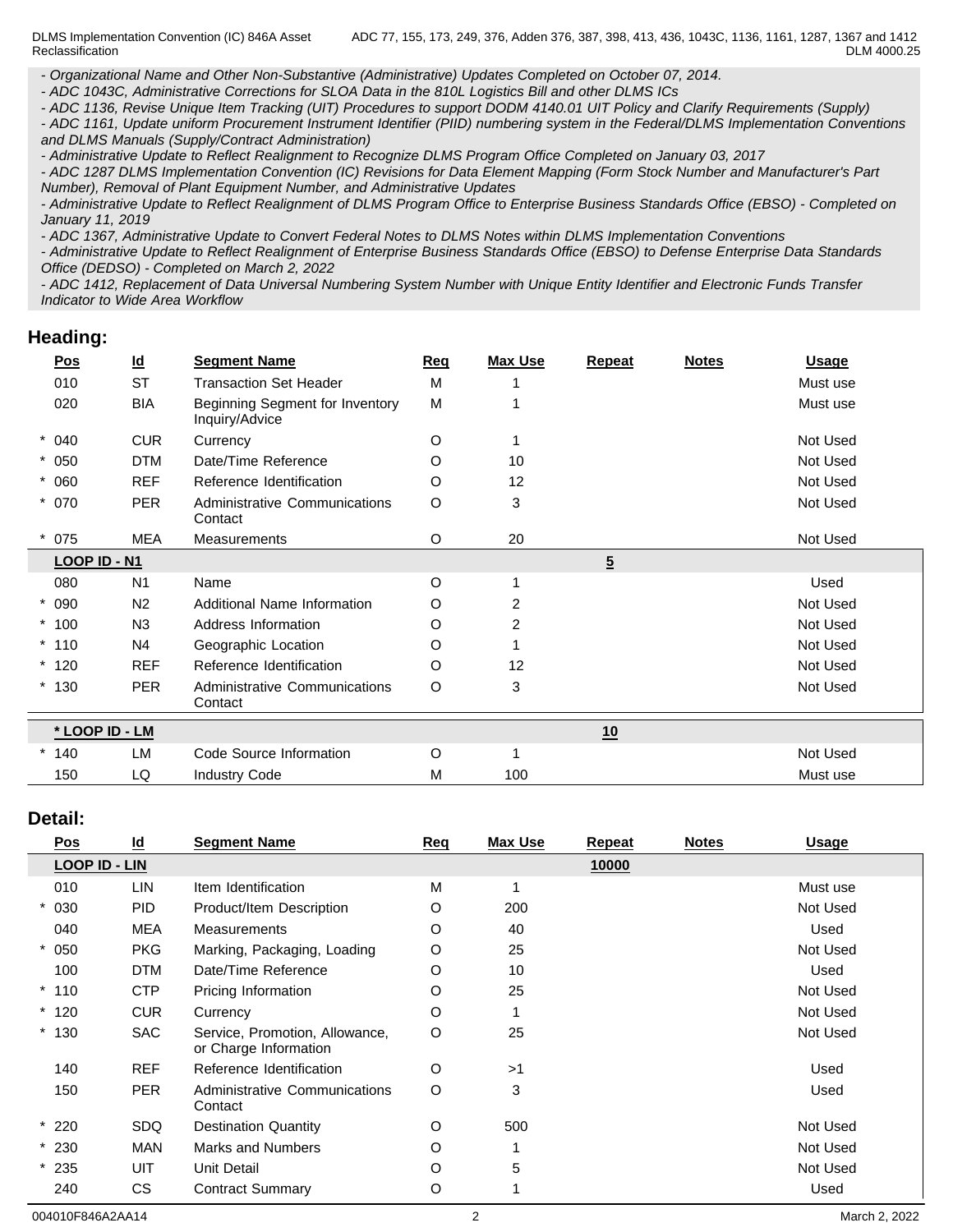*- Organizational Name and Other Non-Substantive (Administrative) Updates Completed on October 07, 2014.*
*- ADC 1043C, Administrative Corrections for SLOA Data in the 810L Logistics Bill and other DLMS ICs*
*- ADC 1136, Revise Unique Item Tracking (UIT) Procedures to support DODM 4140.01 UIT Policy and Clarify Requirements (Supply)*
*- ADC 1161, Update uniform Procurement Instrument Identifier (PIID) numbering system in the Federal/DLMS Implementation Conventions and DLMS Manuals (Supply/Contract Administration)*
*- Administrative Update to Reflect Realignment to Recognize DLMS Program Office Completed on January 03, 2017*
*- ADC 1287 DLMS Implementation Convention (IC) Revisions for Data Element Mapping (Form Stock Number and Manufacturer's Part Number), Removal of Plant Equipment Number, and Administrative Updates*
*- Administrative Update to Reflect Realignment of DLMS Program Office to Enterprise Business Standards Office (EBSO) - Completed on January 11, 2019*
*- ADC 1367, Administrative Update to Convert Federal Notes to DLMS Notes within DLMS Implementation Conventions*
*- Administrative Update to Reflect Realignment of Enterprise Business Standards Office (EBSO) to Defense Enterprise Data Standards Office (DEDSO) - Completed on March 2, 2022*
*- ADC 1412, Replacement of Data Universal Numbering System Number with Unique Entity Identifier and Electronic Funds Transfer Indicator to Wide Area Workflow*

## Heading:

| Pos | Id | Segment Name | Req | Max Use | Repeat | Notes | Usage |
|---|---|---|---|---|---|---|---|
| 010 | ST | Transaction Set Header | M | 1 | | | Must use |
| 020 | BIA | Beginning Segment for Inventory Inquiry/Advice | M | 1 | | | Must use |
| * 040 | CUR | Currency | O | 1 | | | Not Used |
| * 050 | DTM | Date/Time Reference | O | 10 | | | Not Used |
| * 060 | REF | Reference Identification | O | 12 | | | Not Used |
| * 070 | PER | Administrative Communications Contact | O | 3 | | | Not Used |
| * 075 | MEA | Measurements | O | 20 | | | Not Used |
| **LOOP ID - N1** | | | | | 5 | | |
| 080 | N1 | Name | O | 1 | | | Used |
| * 090 | N2 | Additional Name Information | O | 2 | | | Not Used |
| * 100 | N3 | Address Information | O | 2 | | | Not Used |
| * 110 | N4 | Geographic Location | O | 1 | | | Not Used |
| * 120 | REF | Reference Identification | O | 12 | | | Not Used |
| * 130 | PER | Administrative Communications Contact | O | 3 | | | Not Used |
| **\* LOOP ID - LM** | | | | | 10 | | |
| * 140 | LM | Code Source Information | O | 1 | | | Not Used |
| 150 | LQ | Industry Code | M | 100 | | | Must use |

## Detail:

| Pos | Id | Segment Name | Req | Max Use | Repeat | Notes | Usage |
|---|---|---|---|---|---|---|---|
| **LOOP ID - LIN** | | | | | 10000 | | |
| 010 | LIN | Item Identification | M | 1 | | | Must use |
| * 030 | PID | Product/Item Description | O | 200 | | | Not Used |
| 040 | MEA | Measurements | O | 40 | | | Used |
| * 050 | PKG | Marking, Packaging, Loading | O | 25 | | | Not Used |
| 100 | DTM | Date/Time Reference | O | 10 | | | Used |
| * 110 | CTP | Pricing Information | O | 25 | | | Not Used |
| * 120 | CUR | Currency | O | 1 | | | Not Used |
| * 130 | SAC | Service, Promotion, Allowance, or Charge Information | O | 25 | | | Not Used |
| 140 | REF | Reference Identification | O | >1 | | | Used |
| 150 | PER | Administrative Communications Contact | O | 3 | | | Used |
| * 220 | SDQ | Destination Quantity | O | 500 | | | Not Used |
| * 230 | MAN | Marks and Numbers | O | 1 | | | Not Used |
| * 235 | UIT | Unit Detail | O | 5 | | | Not Used |
| 240 | CS | Contract Summary | O | 1 | | | Used |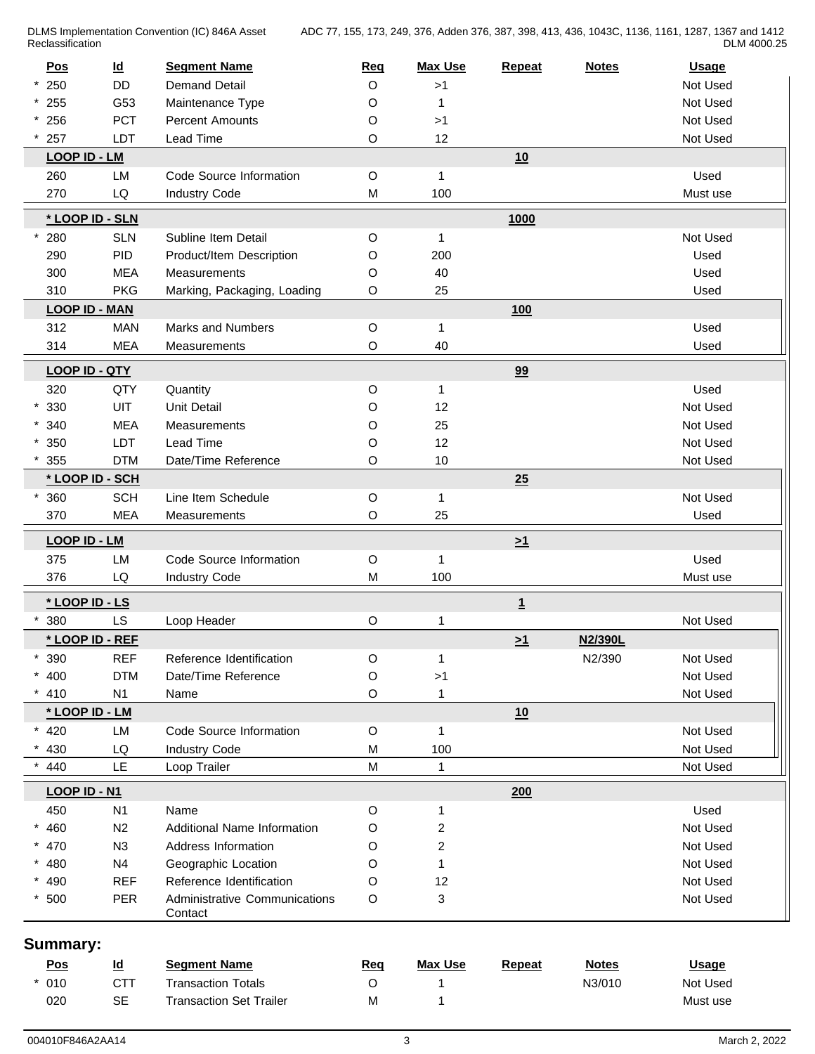| Pos | Id | Segment Name | Req | Max Use | Repeat | Notes | Usage |
|---|---|---|---|---|---|---|---|
| * 250 | DD | Demand Detail | O | >1 | | | Not Used |
| * 255 | G53 | Maintenance Type | O | 1 | | | Not Used |
| * 256 | PCT | Percent Amounts | O | >1 | | | Not Used |
| * 257 | LDT | Lead Time | O | 12 | | | Not Used |
| **LOOP ID - LM** | | | | | **10** | | |
| 260 | LM | Code Source Information | O | 1 | | | Used |
| 270 | LQ | Industry Code | M | 100 | | | Must use |
| **\* LOOP ID - SLN** | | | | | **1000** | | |
| * 280 | SLN | Subline Item Detail | O | 1 | | | Not Used |
| 290 | PID | Product/Item Description | O | 200 | | | Used |
| 300 | MEA | Measurements | O | 40 | | | Used |
| 310 | PKG | Marking, Packaging, Loading | O | 25 | | | Used |
| **LOOP ID - MAN** | | | | | **100** | | |
| 312 | MAN | Marks and Numbers | O | 1 | | | Used |
| 314 | MEA | Measurements | O | 40 | | | Used |
| **LOOP ID - QTY** | | | | | **99** | | |
| 320 | QTY | Quantity | O | 1 | | | Used |
| * 330 | UIT | Unit Detail | O | 12 | | | Not Used |
| * 340 | MEA | Measurements | O | 25 | | | Not Used |
| * 350 | LDT | Lead Time | O | 12 | | | Not Used |
| * 355 | DTM | Date/Time Reference | O | 10 | | | Not Used |
| **\* LOOP ID - SCH** | | | | | **25** | | |
| * 360 | SCH | Line Item Schedule | O | 1 | | | Not Used |
| 370 | MEA | Measurements | O | 25 | | | Used |
| **LOOP ID - LM** | | | | | **>1** | | |
| 375 | LM | Code Source Information | O | 1 | | | Used |
| 376 | LQ | Industry Code | M | 100 | | | Must use |
| **\* LOOP ID - LS** | | | | | **1** | | |
| * 380 | LS | Loop Header | O | 1 | | | Not Used |
| **\* LOOP ID - REF** | | | | | **>1** | **N2/390L** | |
| * 390 | REF | Reference Identification | O | 1 | | N2/390 | Not Used |
| * 400 | DTM | Date/Time Reference | O | >1 | | | Not Used |
| * 410 | N1 | Name | O | 1 | | | Not Used |
| **\* LOOP ID - LM** | | | | | **10** | | |
| * 420 | LM | Code Source Information | O | 1 | | | Not Used |
| * 430 | LQ | Industry Code | M | 100 | | | Not Used |
| * 440 | LE | Loop Trailer | M | 1 | | | Not Used |
| **LOOP ID - N1** | | | | | **200** | | |
| 450 | N1 | Name | O | 1 | | | Used |
| * 460 | N2 | Additional Name Information | O | 2 | | | Not Used |
| * 470 | N3 | Address Information | O | 2 | | | Not Used |
| * 480 | N4 | Geographic Location | O | 1 | | | Not Used |
| * 490 | REF | Reference Identification | O | 12 | | | Not Used |
| * 500 | PER | Administrative Communications Contact | O | 3 | | | Not Used |

## Summary:

| Pos | Id | Segment Name | Req | Max Use | Repeat | Notes | Usage |
|---|---|---|---|---|---|---|---|
| * 010 | CTT | Transaction Totals | O | 1 | | N3/010 | Not Used |
| 020 | SE | Transaction Set Trailer | M | 1 | | | Must use |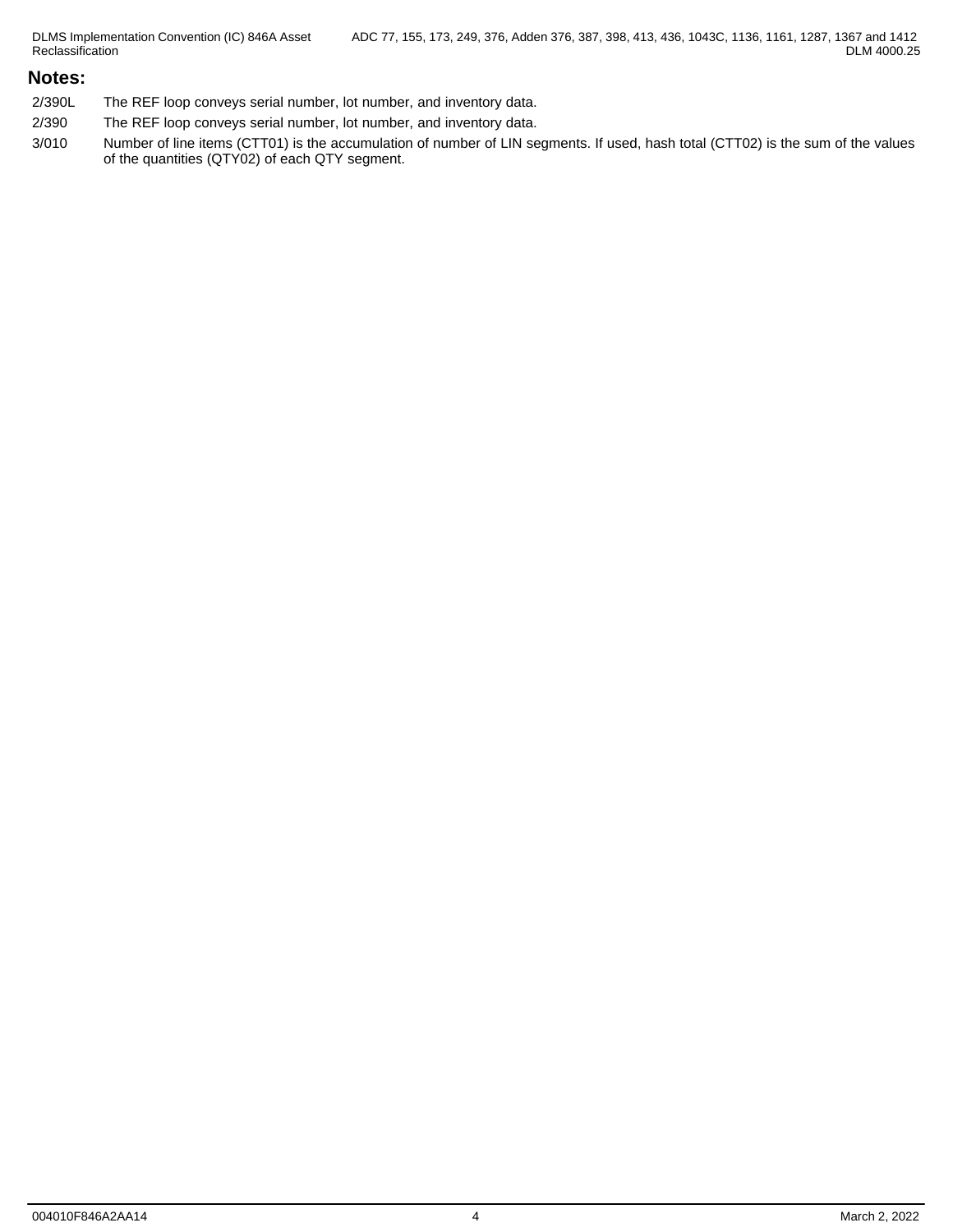## Notes:

| | |
|---|---|
| 2/390L | The REF loop conveys serial number, lot number, and inventory data. |
| 2/390 | The REF loop conveys serial number, lot number, and inventory data. |
| 3/010 | Number of line items (CTT01) is the accumulation of number of LIN segments. If used, hash total (CTT02) is the sum of the values of the quantities (QTY02) of each QTY segment. |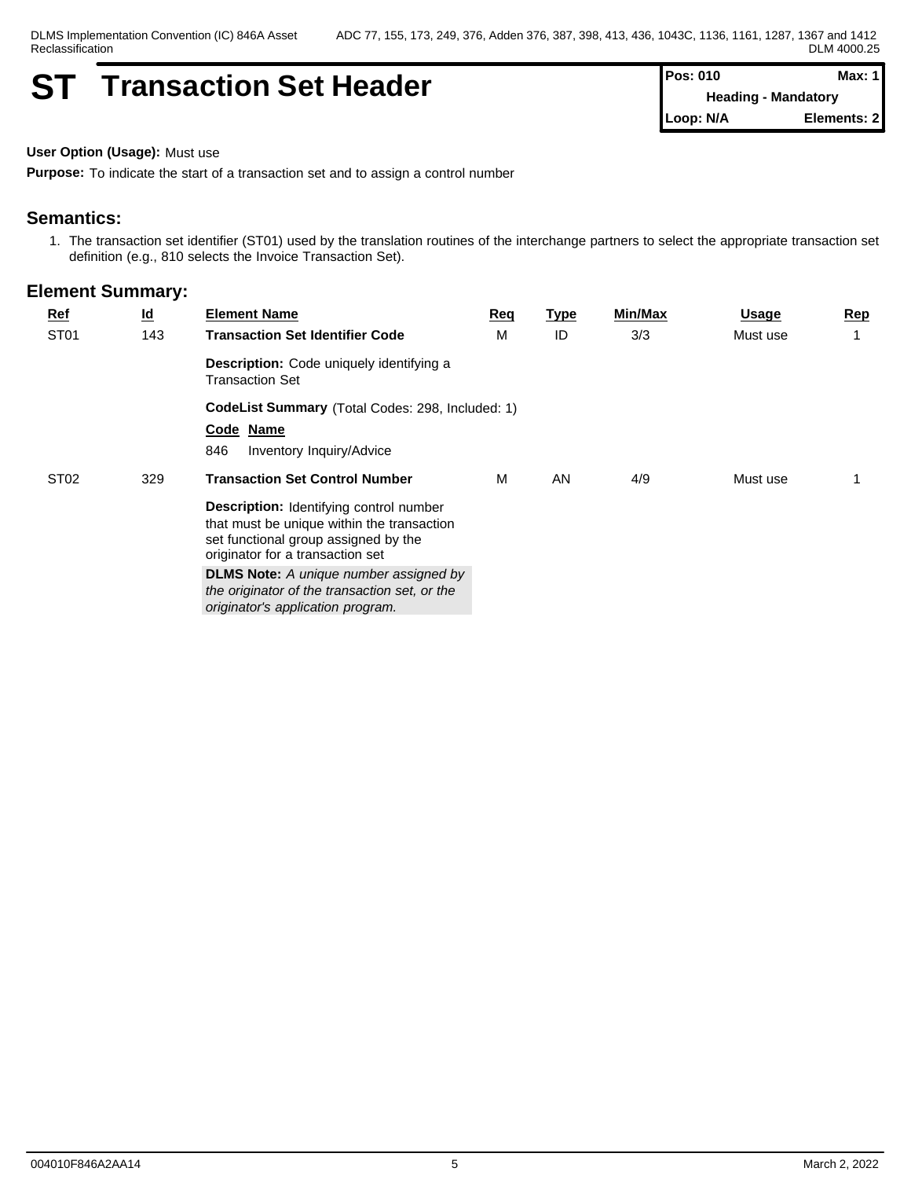# ST Transaction Set Header

| Pos: 010 | Max: 1 |
|---|---|
| Heading - Mandatory | |
| Loop: N/A | Elements: 2 |

**User Option (Usage):** Must use

**Purpose:** To indicate the start of a transaction set and to assign a control number

## Semantics:

1. The transaction set identifier (ST01) used by the translation routines of the interchange partners to select the appropriate transaction set definition (e.g., 810 selects the Invoice Transaction Set).

## Element Summary:

| Ref | Id | Element Name | Req | Type | Min/Max | Usage | Rep |
|---|---|---|---|---|---|---|---|
| ST01 | 143 | **Transaction Set Identifier Code** | M | ID | 3/3 | Must use | 1 |
| | | **Description:** Code uniquely identifying a Transaction Set | | | | | |
| | | **CodeList Summary** (Total Codes: 298, Included: 1) | | | | | |
| | | **Code Name** | | | | | |
| | | 846 Inventory Inquiry/Advice | | | | | |
| ST02 | 329 | **Transaction Set Control Number** | M | AN | 4/9 | Must use | 1 |
| | | **Description:** Identifying control number that must be unique within the transaction set functional group assigned by the originator for a transaction set | | | | | |
| | | **DLMS Note:** *A unique number assigned by the originator of the transaction set, or the originator's application program.* | | | | | |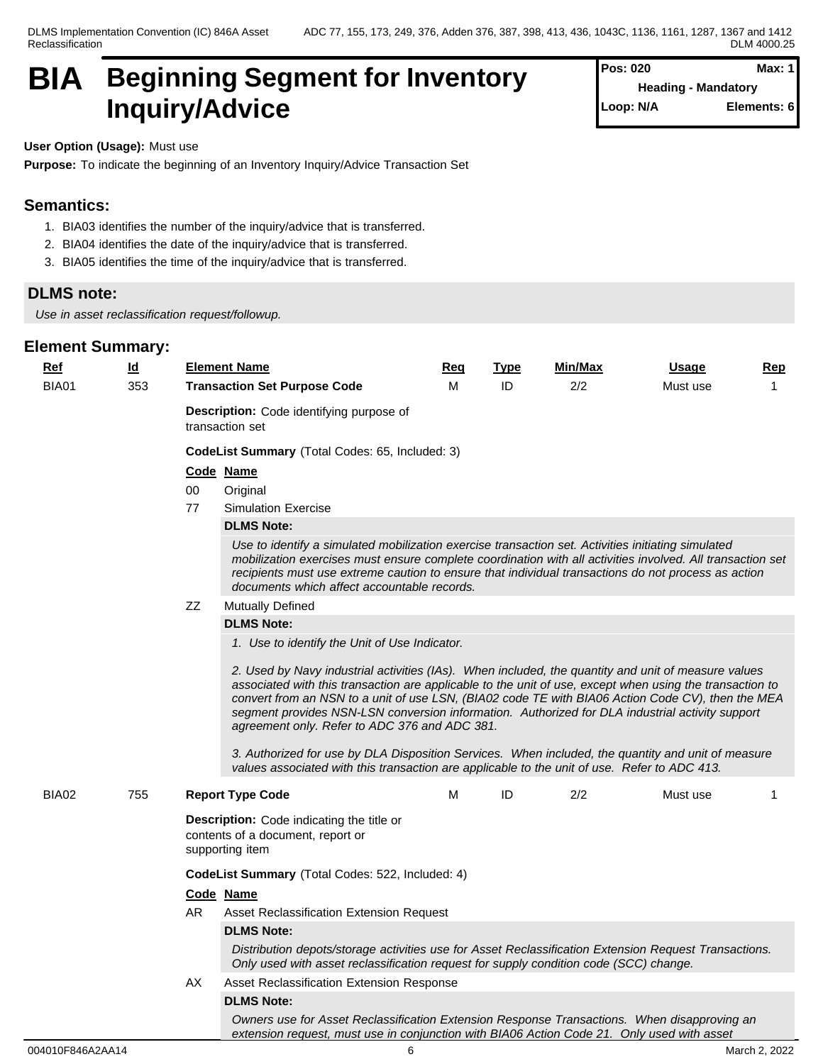# BIA Beginning Segment for Inventory Inquiry/Advice

| Pos: 020 | Max: 1 |
|---|---|
| Heading - Mandatory | |
| Loop: N/A | Elements: 6 |

**User Option (Usage):** Must use

**Purpose:** To indicate the beginning of an Inventory Inquiry/Advice Transaction Set

## Semantics:

1. BIA03 identifies the number of the inquiry/advice that is transferred.
2. BIA04 identifies the date of the inquiry/advice that is transferred.
3. BIA05 identifies the time of the inquiry/advice that is transferred.

## DLMS note:

*Use in asset reclassification request/followup.*

## Element Summary:

| Ref | Id | Element Name | Req | Type | Min/Max | Usage | Rep |
|---|---|---|---|---|---|---|---|
| BIA01 | 353 | **Transaction Set Purpose Code** | M | ID | 2/2 | Must use | 1 |

**Description:** Code identifying purpose of transaction set

**CodeList Summary** (Total Codes: 65, Included: 3)

| Code | Name |
|---|---|
| 00 | Original |
| 77 | Simulation Exercise |
| ZZ | Mutually Defined |

**77 – DLMS Note:**

*Use to identify a simulated mobilization exercise transaction set. Activities initiating simulated mobilization exercises must ensure complete coordination with all activities involved. All transaction set recipients must use extreme caution to ensure that individual transactions do not process as action documents which affect accountable records.*

**ZZ – DLMS Note:**

*1. Use to identify the Unit of Use Indicator.*

*2. Used by Navy industrial activities (IAs). When included, the quantity and unit of measure values associated with this transaction are applicable to the unit of use, except when using the transaction to convert from an NSN to a unit of use LSN, (BIA02 code TE with BIA06 Action Code CV), then the MEA segment provides NSN-LSN conversion information. Authorized for DLA industrial activity support agreement only. Refer to ADC 376 and ADC 381.*

*3. Authorized for use by DLA Disposition Services. When included, the quantity and unit of measure values associated with this transaction are applicable to the unit of use. Refer to ADC 413.*

| Ref | Id | Element Name | Req | Type | Min/Max | Usage | Rep |
|---|---|---|---|---|---|---|---|
| BIA02 | 755 | **Report Type Code** | M | ID | 2/2 | Must use | 1 |

**Description:** Code indicating the title or contents of a document, report or supporting item

**CodeList Summary** (Total Codes: 522, Included: 4)

| Code | Name |
|---|---|
| AR | Asset Reclassification Extension Request |
| AX | Asset Reclassification Extension Response |

**AR – DLMS Note:**

*Distribution depots/storage activities use for Asset Reclassification Extension Request Transactions. Only used with asset reclassification request for supply condition code (SCC) change.*

**AX – DLMS Note:**

*Owners use for Asset Reclassification Extension Response Transactions. When disapproving an extension request, must use in conjunction with BIA06 Action Code 21. Only used with asset*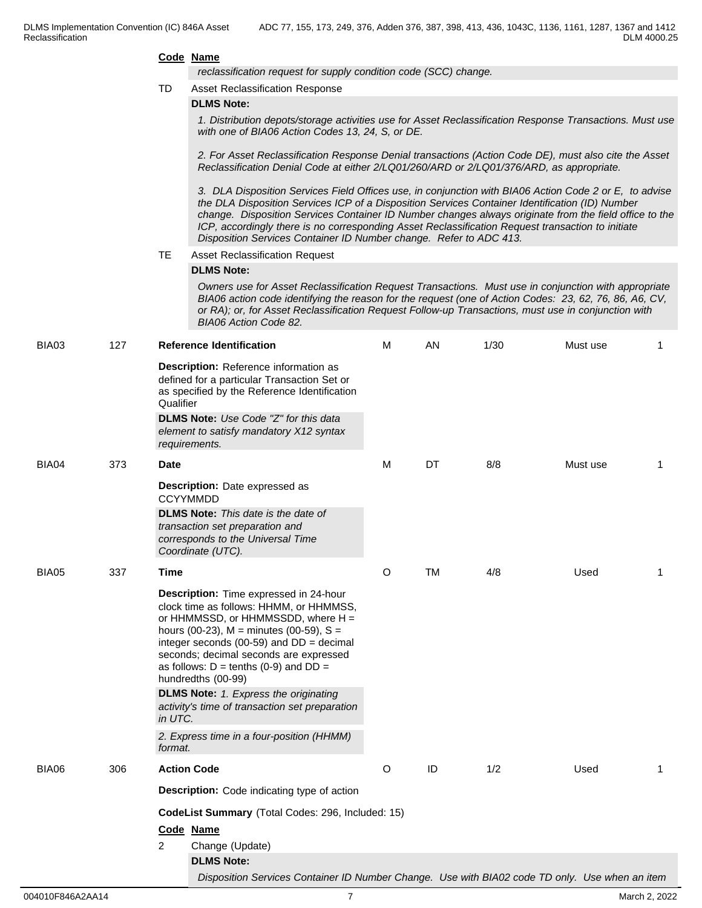**Code** **Name**

*reclassification request for supply condition code (SCC) change.*

TD Asset Reclassification Response

**DLMS Note:**

*1. Distribution depots/storage activities use for Asset Reclassification Response Transactions. Must use with one of BIA06 Action Codes 13, 24, S, or DE.*

*2. For Asset Reclassification Response Denial transactions (Action Code DE), must also cite the Asset Reclassification Denial Code at either 2/LQ01/260/ARD or 2/LQ01/376/ARD, as appropriate.*

*3. DLA Disposition Services Field Offices use, in conjunction with BIA06 Action Code 2 or E, to advise the DLA Disposition Services ICP of a Disposition Services Container Identification (ID) Number change. Disposition Services Container ID Number changes always originate from the field office to the ICP, accordingly there is no corresponding Asset Reclassification Request transaction to initiate Disposition Services Container ID Number change. Refer to ADC 413.*

TE Asset Reclassification Request

**DLMS Note:**

*Owners use for Asset Reclassification Request Transactions. Must use in conjunction with appropriate BIA06 action code identifying the reason for the request (one of Action Codes: 23, 62, 76, 86, A6, CV, or RA); or, for Asset Reclassification Request Follow-up Transactions, must use in conjunction with BIA06 Action Code 82.*

| BIA03 | 127 | **Reference Identification** | M | AN | 1/30 | Must use | 1 |
|---|---|---|---|---|---|---|---|

**Description:** Reference information as defined for a particular Transaction Set or as specified by the Reference Identification Qualifier

**DLMS Note:** *Use Code "Z" for this data element to satisfy mandatory X12 syntax requirements.*

| BIA04 | 373 | **Date** | M | DT | 8/8 | Must use | 1 |
|---|---|---|---|---|---|---|---|

**Description:** Date expressed as CCYYMMDD

**DLMS Note:** *This date is the date of transaction set preparation and corresponds to the Universal Time Coordinate (UTC).*

| BIA05 | 337 | **Time** | O | TM | 4/8 | Used | 1 |
|---|---|---|---|---|---|---|---|

**Description:** Time expressed in 24-hour clock time as follows: HHMM, or HHMMSS, or HHMMSSD, or HHMMSSDD, where H = hours (00-23), M = minutes (00-59), S = integer seconds (00-59) and DD = decimal seconds; decimal seconds are expressed as follows: D = tenths (0-9) and DD = hundredths (00-99)

**DLMS Note:** *1. Express the originating activity's time of transaction set preparation in UTC.*

*2. Express time in a four-position (HHMM) format.*

| BIA06 | 306 | **Action Code** | O | ID | 1/2 | Used | 1 |
|---|---|---|---|---|---|---|---|

**Description:** Code indicating type of action

**CodeList Summary** (Total Codes: 296, Included: 15)

**Code** **Name**

2 Change (Update)

**DLMS Note:**

*Disposition Services Container ID Number Change. Use with BIA02 code TD only. Use when an item*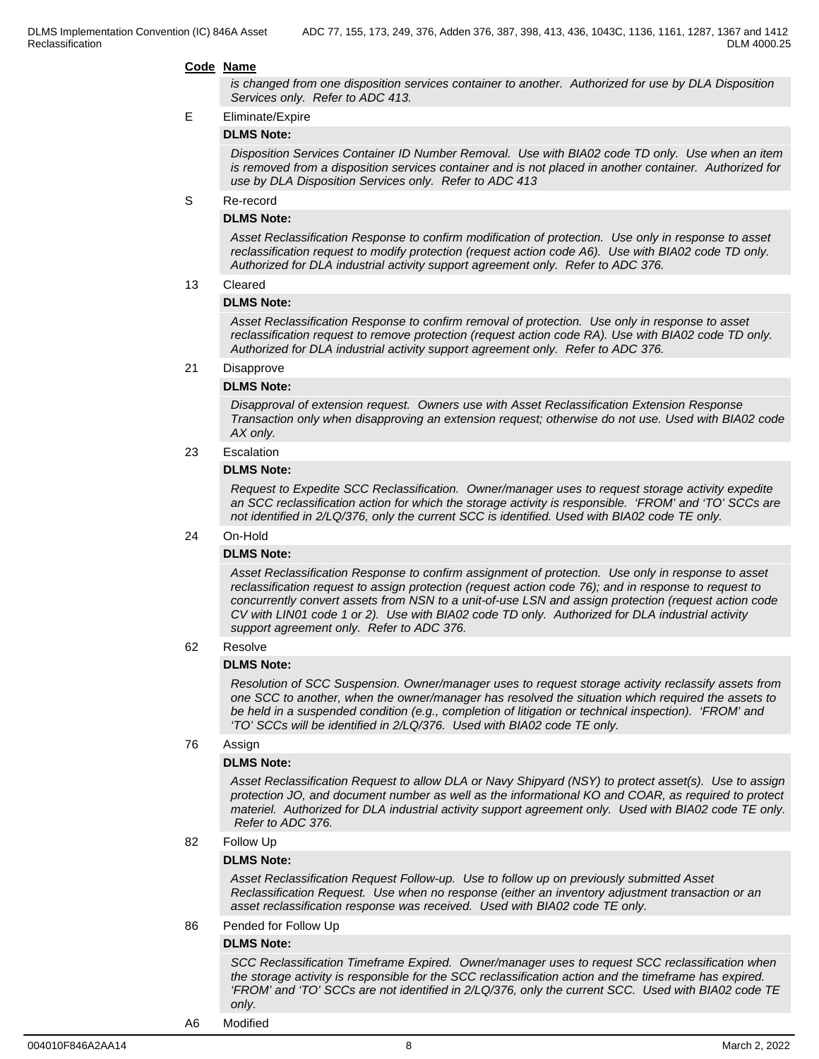**Code** **Name**

*is changed from one disposition services container to another. Authorized for use by DLA Disposition Services only. Refer to ADC 413.*

E Eliminate/Expire

**DLMS Note:**

*Disposition Services Container ID Number Removal. Use with BIA02 code TD only. Use when an item is removed from a disposition services container and is not placed in another container. Authorized for use by DLA Disposition Services only. Refer to ADC 413*

S Re-record

**DLMS Note:**

*Asset Reclassification Response to confirm modification of protection. Use only in response to asset reclassification request to modify protection (request action code A6). Use with BIA02 code TD only. Authorized for DLA industrial activity support agreement only. Refer to ADC 376.*

13 Cleared

**DLMS Note:**

*Asset Reclassification Response to confirm removal of protection. Use only in response to asset reclassification request to remove protection (request action code RA). Use with BIA02 code TD only. Authorized for DLA industrial activity support agreement only. Refer to ADC 376.*

21 Disapprove

**DLMS Note:**

*Disapproval of extension request. Owners use with Asset Reclassification Extension Response Transaction only when disapproving an extension request; otherwise do not use. Used with BIA02 code AX only.*

23 Escalation

**DLMS Note:**

*Request to Expedite SCC Reclassification. Owner/manager uses to request storage activity expedite an SCC reclassification action for which the storage activity is responsible. 'FROM' and 'TO' SCCs are not identified in 2/LQ/376, only the current SCC is identified. Used with BIA02 code TE only.*

24 On-Hold

**DLMS Note:**

*Asset Reclassification Response to confirm assignment of protection. Use only in response to asset reclassification request to assign protection (request action code 76); and in response to request to concurrently convert assets from NSN to a unit-of-use LSN and assign protection (request action code CV with LIN01 code 1 or 2). Use with BIA02 code TD only. Authorized for DLA industrial activity support agreement only. Refer to ADC 376.*

62 Resolve

**DLMS Note:**

*Resolution of SCC Suspension. Owner/manager uses to request storage activity reclassify assets from one SCC to another, when the owner/manager has resolved the situation which required the assets to be held in a suspended condition (e.g., completion of litigation or technical inspection). 'FROM' and 'TO' SCCs will be identified in 2/LQ/376. Used with BIA02 code TE only.*

76 Assign

**DLMS Note:**

*Asset Reclassification Request to allow DLA or Navy Shipyard (NSY) to protect asset(s). Use to assign protection JO, and document number as well as the informational KO and COAR, as required to protect materiel. Authorized for DLA industrial activity support agreement only. Used with BIA02 code TE only. Refer to ADC 376.*

82 Follow Up

**DLMS Note:**

*Asset Reclassification Request Follow-up. Use to follow up on previously submitted Asset Reclassification Request. Use when no response (either an inventory adjustment transaction or an asset reclassification response was received. Used with BIA02 code TE only.*

86 Pended for Follow Up

**DLMS Note:**

*SCC Reclassification Timeframe Expired. Owner/manager uses to request SCC reclassification when the storage activity is responsible for the SCC reclassification action and the timeframe has expired. 'FROM' and 'TO' SCCs are not identified in 2/LQ/376, only the current SCC. Used with BIA02 code TE only.*

A6 Modified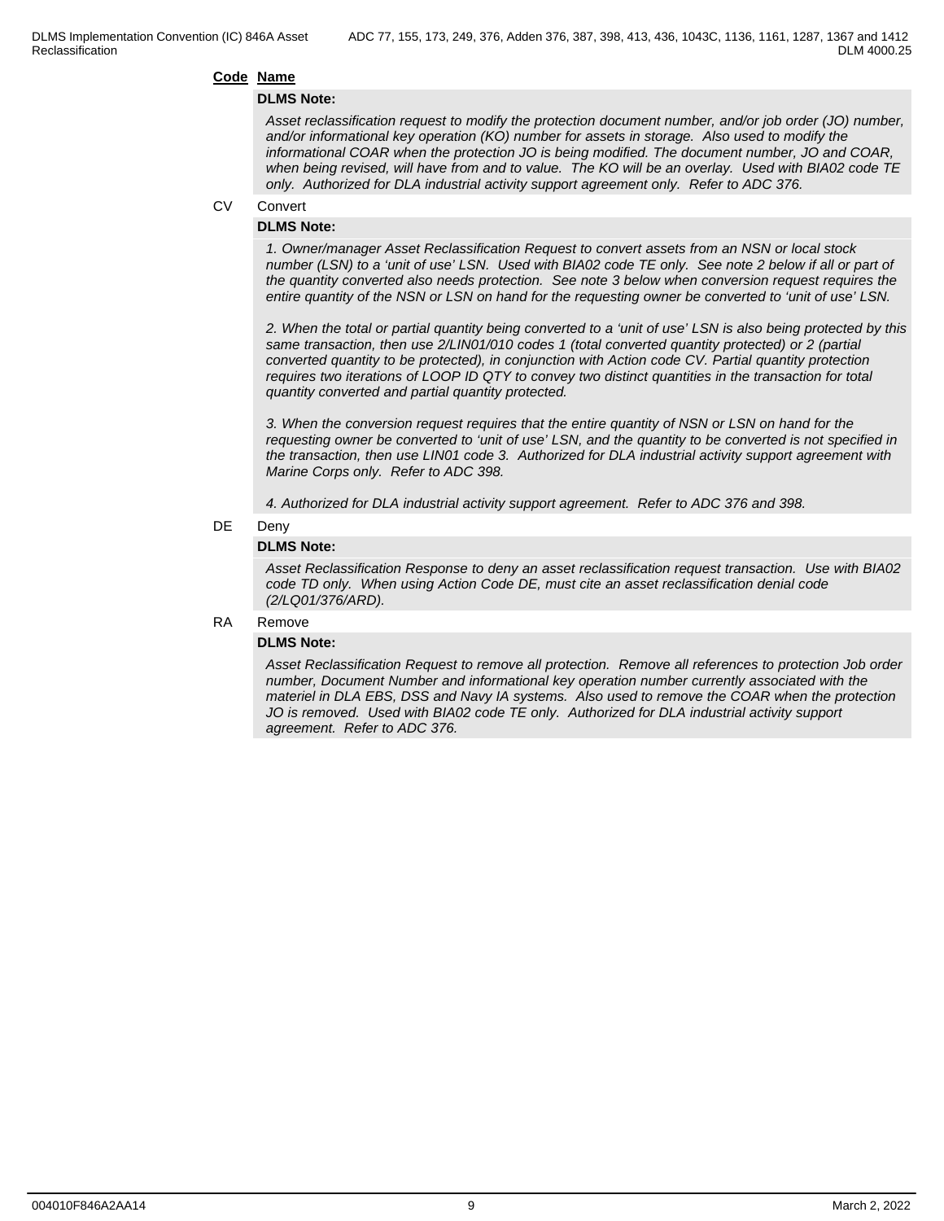**Code** **Name**

**DLMS Note:**

*Asset reclassification request to modify the protection document number, and/or job order (JO) number, and/or informational key operation (KO) number for assets in storage. Also used to modify the informational COAR when the protection JO is being modified. The document number, JO and COAR, when being revised, will have from and to value. The KO will be an overlay. Used with BIA02 code TE only. Authorized for DLA industrial activity support agreement only. Refer to ADC 376.*

CV Convert

**DLMS Note:**

*1. Owner/manager Asset Reclassification Request to convert assets from an NSN or local stock number (LSN) to a 'unit of use' LSN. Used with BIA02 code TE only. See note 2 below if all or part of the quantity converted also needs protection. See note 3 below when conversion request requires the entire quantity of the NSN or LSN on hand for the requesting owner be converted to 'unit of use' LSN.*

*2. When the total or partial quantity being converted to a 'unit of use' LSN is also being protected by this same transaction, then use 2/LIN01/010 codes 1 (total converted quantity protected) or 2 (partial converted quantity to be protected), in conjunction with Action code CV. Partial quantity protection requires two iterations of LOOP ID QTY to convey two distinct quantities in the transaction for total quantity converted and partial quantity protected.*

*3. When the conversion request requires that the entire quantity of NSN or LSN on hand for the requesting owner be converted to 'unit of use' LSN, and the quantity to be converted is not specified in the transaction, then use LIN01 code 3. Authorized for DLA industrial activity support agreement with Marine Corps only. Refer to ADC 398.*

*4. Authorized for DLA industrial activity support agreement. Refer to ADC 376 and 398.*

DE Deny

**DLMS Note:**

*Asset Reclassification Response to deny an asset reclassification request transaction. Use with BIA02 code TD only. When using Action Code DE, must cite an asset reclassification denial code (2/LQ01/376/ARD).*

RA Remove

**DLMS Note:**

*Asset Reclassification Request to remove all protection. Remove all references to protection Job order number, Document Number and informational key operation number currently associated with the materiel in DLA EBS, DSS and Navy IA systems. Also used to remove the COAR when the protection JO is removed. Used with BIA02 code TE only. Authorized for DLA industrial activity support agreement. Refer to ADC 376.*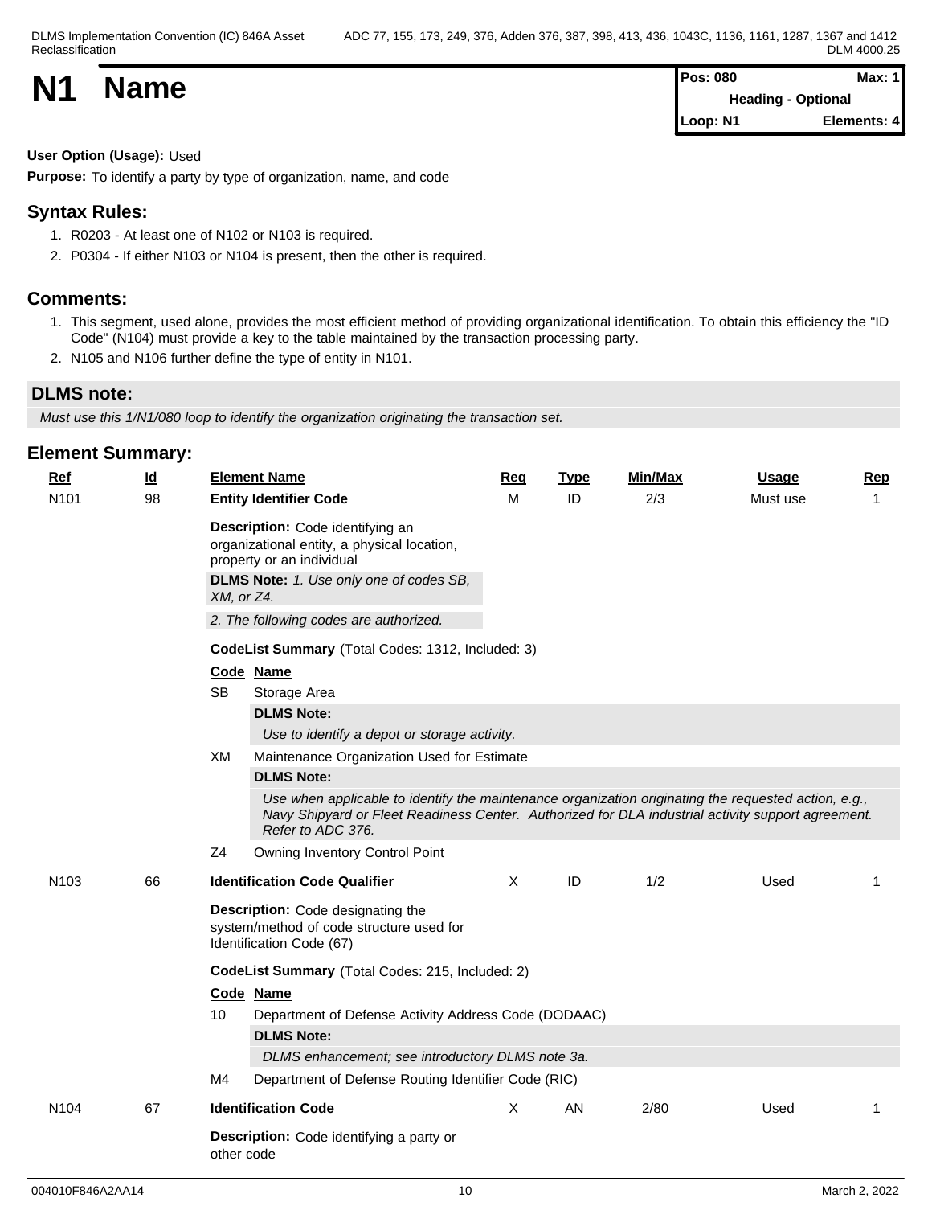# N1 Name

| Pos: 080 | Max: 1 |
|---|---|
| Heading - Optional | |
| Loop: N1 | Elements: 4 |

**User Option (Usage):** Used

**Purpose:** To identify a party by type of organization, name, and code

## Syntax Rules:

1. R0203 - At least one of N102 or N103 is required.
2. P0304 - If either N103 or N104 is present, then the other is required.

## Comments:

1. This segment, used alone, provides the most efficient method of providing organizational identification. To obtain this efficiency the "ID Code" (N104) must provide a key to the table maintained by the transaction processing party.
2. N105 and N106 further define the type of entity in N101.

## DLMS note:

*Must use this 1/N1/080 loop to identify the organization originating the transaction set.*

## Element Summary:

| Ref | Id | Element Name | Req | Type | Min/Max | Usage | Rep |
|---|---|---|---|---|---|---|---|
| N101 | 98 | **Entity Identifier Code** | M | ID | 2/3 | Must use | 1 |

**Description:** Code identifying an organizational entity, a physical location, property or an individual

**DLMS Note:** *1. Use only one of codes SB, XM, or Z4.*

*2. The following codes are authorized.*

**CodeList Summary** (Total Codes: 1312, Included: 3)

| Code | Name |
|---|---|
| SB | Storage Area |
| XM | Maintenance Organization Used for Estimate |
| Z4 | Owning Inventory Control Point |

SB — **DLMS Note:** *Use to identify a depot or storage activity.*

XM — **DLMS Note:** *Use when applicable to identify the maintenance organization originating the requested action, e.g., Navy Shipyard or Fleet Readiness Center. Authorized for DLA industrial activity support agreement. Refer to ADC 376.*

| Ref | Id | Element Name | Req | Type | Min/Max | Usage | Rep |
|---|---|---|---|---|---|---|---|
| N103 | 66 | **Identification Code Qualifier** | X | ID | 1/2 | Used | 1 |

**Description:** Code designating the system/method of code structure used for Identification Code (67)

**CodeList Summary** (Total Codes: 215, Included: 2)

| Code | Name |
|---|---|
| 10 | Department of Defense Activity Address Code (DODAAC) |
| M4 | Department of Defense Routing Identifier Code (RIC) |

10 — **DLMS Note:** *DLMS enhancement; see introductory DLMS note 3a.*

| Ref | Id | Element Name | Req | Type | Min/Max | Usage | Rep |
|---|---|---|---|---|---|---|---|
| N104 | 67 | **Identification Code** | X | AN | 2/80 | Used | 1 |

**Description:** Code identifying a party or other code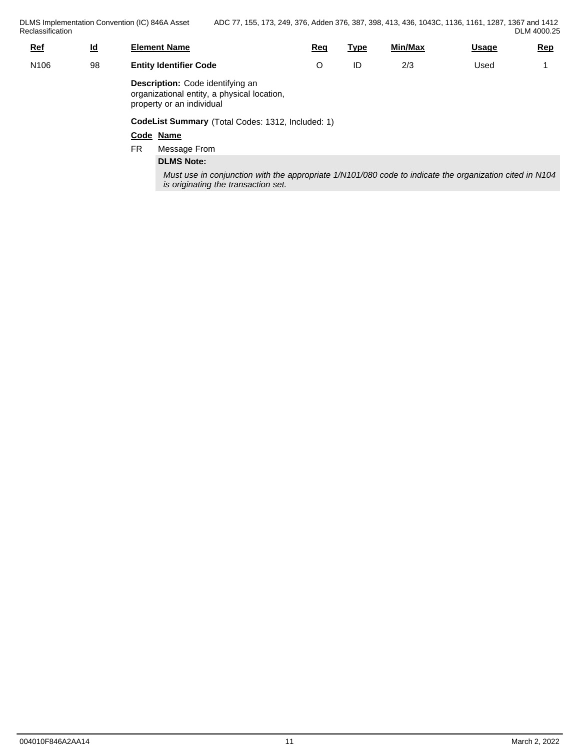| Ref | Id | Element Name | Req | Type | Min/Max | Usage | Rep |
|---|---|---|---|---|---|---|---|
| N106 | 98 | **Entity Identifier Code** | O | ID | 2/3 | Used | 1 |

**Description:** Code identifying an organizational entity, a physical location, property or an individual

**CodeList Summary** (Total Codes: 1312, Included: 1)

| Code | Name |
|---|---|
| FR | Message From |

**DLMS Note:**

*Must use in conjunction with the appropriate 1/N101/080 code to indicate the organization cited in N104 is originating the transaction set.*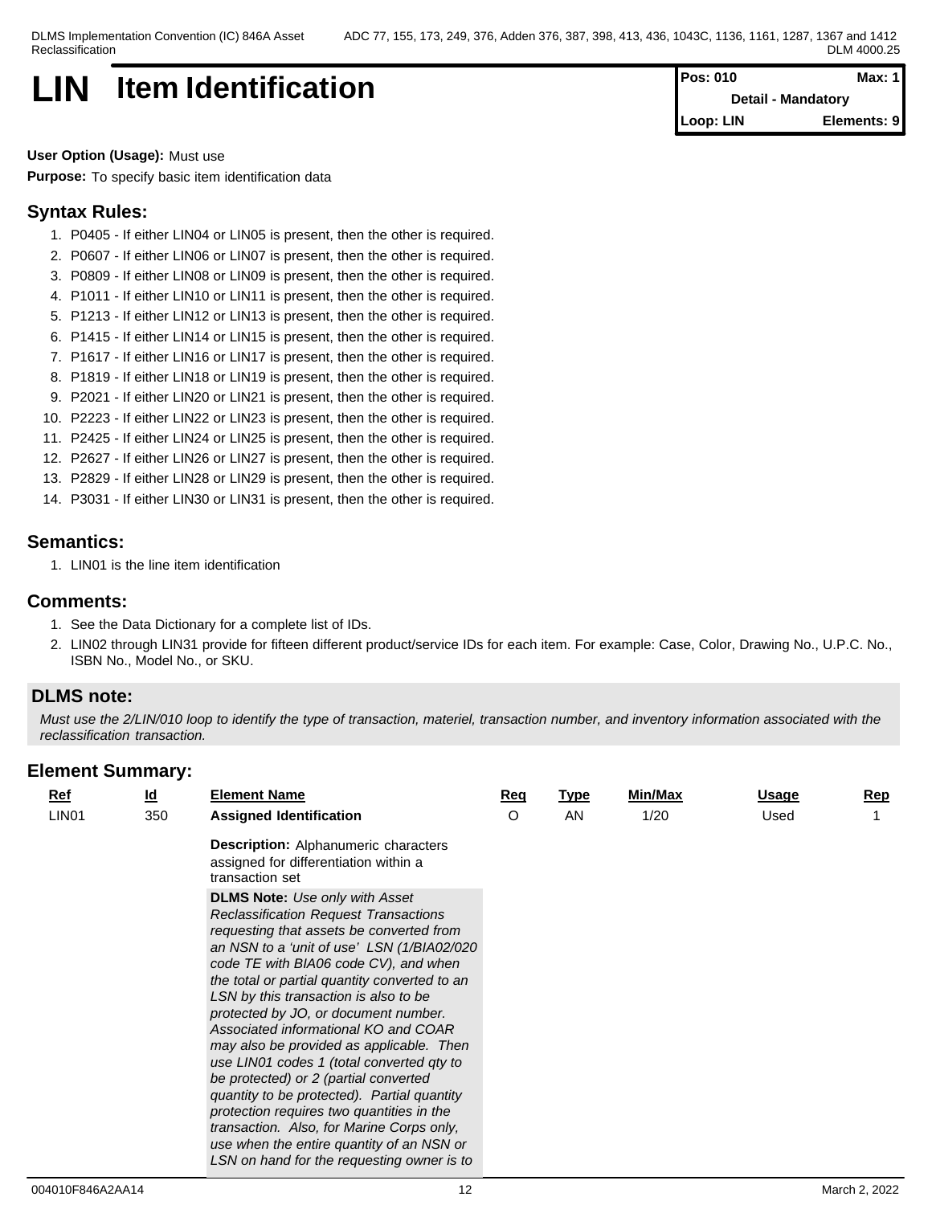# LIN Item Identification

| Pos: 010 | Max: 1 |
|---|---|
| Detail - Mandatory | |
| Loop: LIN | Elements: 9 |

**User Option (Usage):** Must use

**Purpose:** To specify basic item identification data

## Syntax Rules:

1. P0405 - If either LIN04 or LIN05 is present, then the other is required.
2. P0607 - If either LIN06 or LIN07 is present, then the other is required.
3. P0809 - If either LIN08 or LIN09 is present, then the other is required.
4. P1011 - If either LIN10 or LIN11 is present, then the other is required.
5. P1213 - If either LIN12 or LIN13 is present, then the other is required.
6. P1415 - If either LIN14 or LIN15 is present, then the other is required.
7. P1617 - If either LIN16 or LIN17 is present, then the other is required.
8. P1819 - If either LIN18 or LIN19 is present, then the other is required.
9. P2021 - If either LIN20 or LIN21 is present, then the other is required.
10. P2223 - If either LIN22 or LIN23 is present, then the other is required.
11. P2425 - If either LIN24 or LIN25 is present, then the other is required.
12. P2627 - If either LIN26 or LIN27 is present, then the other is required.
13. P2829 - If either LIN28 or LIN29 is present, then the other is required.
14. P3031 - If either LIN30 or LIN31 is present, then the other is required.

## Semantics:

1. LIN01 is the line item identification

## Comments:

1. See the Data Dictionary for a complete list of IDs.
2. LIN02 through LIN31 provide for fifteen different product/service IDs for each item. For example: Case, Color, Drawing No., U.P.C. No., ISBN No., Model No., or SKU.

## DLMS note:

*Must use the 2/LIN/010 loop to identify the type of transaction, materiel, transaction number, and inventory information associated with the reclassification transaction.*

## Element Summary:

| Ref | Id | Element Name | Req | Type | Min/Max | Usage | Rep |
|---|---|---|---|---|---|---|---|
| LIN01 | 350 | **Assigned Identification** | O | AN | 1/20 | Used | 1 |

**Description:** Alphanumeric characters assigned for differentiation within a transaction set

**DLMS Note:** *Use only with Asset Reclassification Request Transactions requesting that assets be converted from an NSN to a 'unit of use' LSN (1/BIA02/020 code TE with BIA06 code CV), and when the total or partial quantity converted to an LSN by this transaction is also to be protected by JO, or document number. Associated informational KO and COAR may also be provided as applicable. Then use LIN01 codes 1 (total converted qty to be protected) or 2 (partial converted quantity to be protected). Partial quantity protection requires two quantities in the transaction. Also, for Marine Corps only, use when the entire quantity of an NSN or LSN on hand for the requesting owner is to*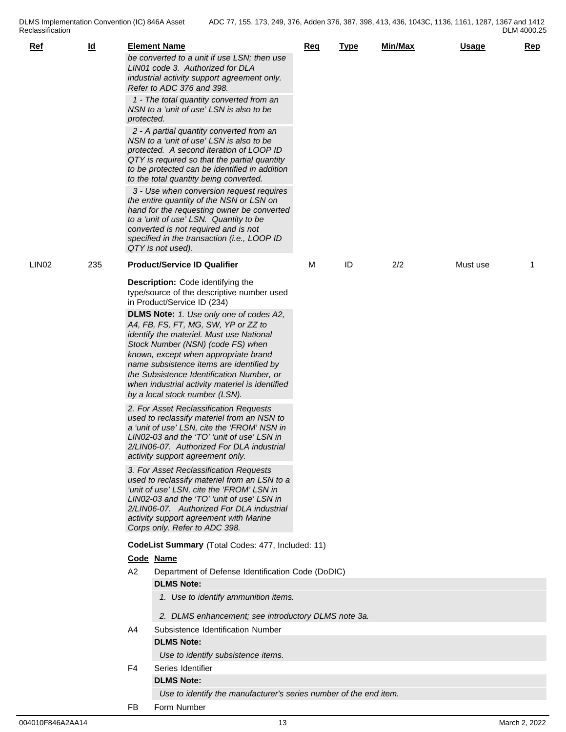| Ref | Id | Element Name | Req | Type | Min/Max | Usage | Rep |
|---|---|---|---|---|---|---|---|
| | | *be converted to a unit if use LSN; then use LIN01 code 3. Authorized for DLA industrial activity support agreement only. Refer to ADC 376 and 398.* | | | | | |
| | | *1 - The total quantity converted from an NSN to a 'unit of use' LSN is also to be protected.* | | | | | |
| | | *2 - A partial quantity converted from an NSN to a 'unit of use' LSN is also to be protected. A second iteration of LOOP ID QTY is required so that the partial quantity to be protected can be identified in addition to the total quantity being converted.* | | | | | |
| | | *3 - Use when conversion request requires the entire quantity of the NSN or LSN on hand for the requesting owner be converted to a 'unit of use' LSN. Quantity to be converted is not required and is not specified in the transaction (i.e., LOOP ID QTY is not used).* | | | | | |
| LIN02 | 235 | **Product/Service ID Qualifier** | M | ID | 2/2 | Must use | 1 |

**Description:** Code identifying the type/source of the descriptive number used in Product/Service ID (234)

**DLMS Note:** *1. Use only one of codes A2, A4, FB, FS, FT, MG, SW, YP or ZZ to identify the materiel. Must use National Stock Number (NSN) (code FS) when known, except when appropriate brand name subsistence items are identified by the Subsistence Identification Number, or when industrial activity materiel is identified by a local stock number (LSN).*

*2. For Asset Reclassification Requests used to reclassify materiel from an NSN to a 'unit of use' LSN, cite the 'FROM' NSN in LIN02-03 and the 'TO' 'unit of use' LSN in 2/LIN06-07. Authorized For DLA industrial activity support agreement only.*

*3. For Asset Reclassification Requests used to reclassify materiel from an LSN to a 'unit of use' LSN, cite the 'FROM' LSN in LIN02-03 and the 'TO' 'unit of use' LSN in 2/LIN06-07. Authorized For DLA industrial activity support agreement with Marine Corps only. Refer to ADC 398.*

**CodeList Summary** (Total Codes: 477, Included: 11)

| Code | Name |
|---|---|
| A2 | Department of Defense Identification Code (DoDIC) |
| | **DLMS Note:** *1. Use to identify ammunition items.* *2. DLMS enhancement; see introductory DLMS note 3a.* |
| A4 | Subsistence Identification Number |
| | **DLMS Note:** *Use to identify subsistence items.* |
| F4 | Series Identifier |
| | **DLMS Note:** *Use to identify the manufacturer's series number of the end item.* |
| FB | Form Number |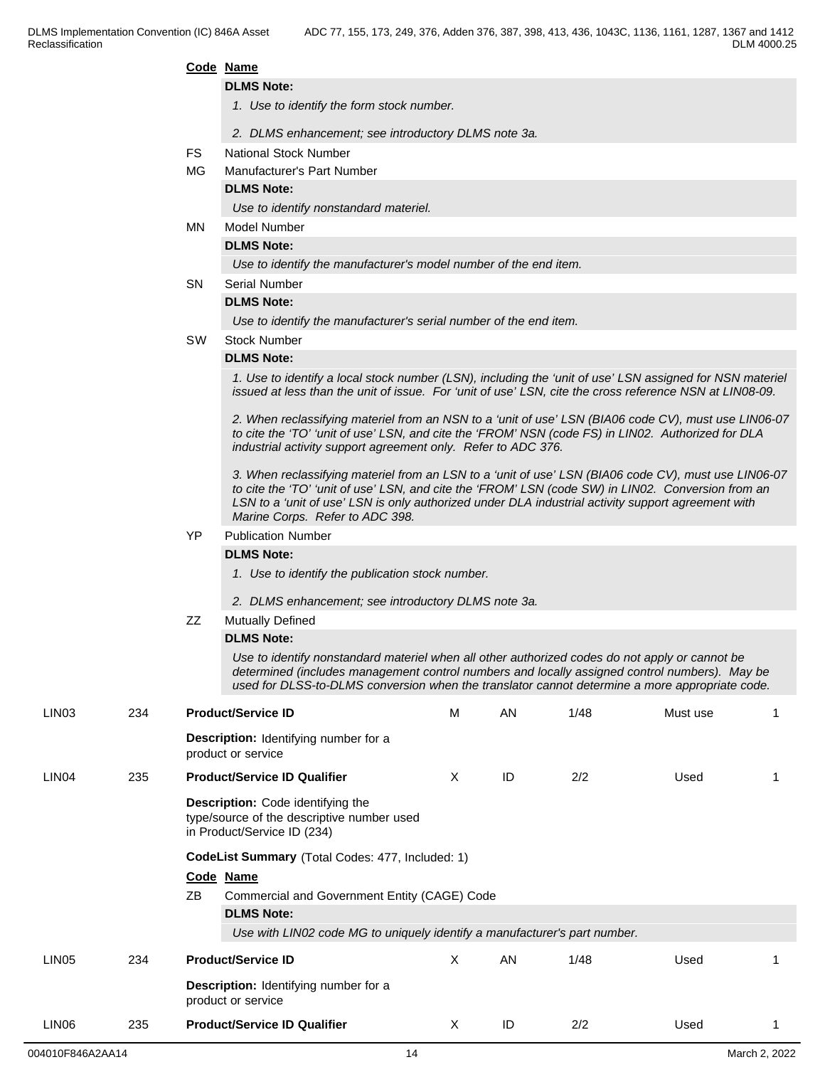**Code** **Name**

**DLMS Note:**

*1. Use to identify the form stock number.*

*2. DLMS enhancement; see introductory DLMS note 3a.*

FS National Stock Number

MG Manufacturer's Part Number

**DLMS Note:**

*Use to identify nonstandard materiel.*

MN Model Number

**DLMS Note:**

*Use to identify the manufacturer's model number of the end item.*

SN Serial Number

**DLMS Note:**

*Use to identify the manufacturer's serial number of the end item.*

SW Stock Number

**DLMS Note:**

*1. Use to identify a local stock number (LSN), including the 'unit of use' LSN assigned for NSN materiel issued at less than the unit of issue. For 'unit of use' LSN, cite the cross reference NSN at LIN08-09.*

*2. When reclassifying materiel from an NSN to a 'unit of use' LSN (BIA06 code CV), must use LIN06-07 to cite the 'TO' 'unit of use' LSN, and cite the 'FROM' NSN (code FS) in LIN02. Authorized for DLA industrial activity support agreement only. Refer to ADC 376.*

*3. When reclassifying materiel from an LSN to a 'unit of use' LSN (BIA06 code CV), must use LIN06-07 to cite the 'TO' 'unit of use' LSN, and cite the 'FROM' LSN (code SW) in LIN02. Conversion from an LSN to a 'unit of use' LSN is only authorized under DLA industrial activity support agreement with Marine Corps. Refer to ADC 398.*

YP Publication Number

**DLMS Note:**

*1. Use to identify the publication stock number.*

*2. DLMS enhancement; see introductory DLMS note 3a.*

ZZ Mutually Defined

**DLMS Note:**

*Use to identify nonstandard materiel when all other authorized codes do not apply or cannot be determined (includes management control numbers and locally assigned control numbers). May be used for DLSS-to-DLMS conversion when the translator cannot determine a more appropriate code.*

| LIN03 | 234 | **Product/Service ID** | M | AN | 1/48 | Must use | 1 |
|---|---|---|---|---|---|---|---|

**Description:** Identifying number for a product or service

| LIN04 | 235 | **Product/Service ID Qualifier** | X | ID | 2/2 | Used | 1 |
|---|---|---|---|---|---|---|---|

**Description:** Code identifying the type/source of the descriptive number used in Product/Service ID (234)

**CodeList Summary** (Total Codes: 477, Included: 1)

**Code** **Name**

ZB Commercial and Government Entity (CAGE) Code

**DLMS Note:**

*Use with LIN02 code MG to uniquely identify a manufacturer's part number.*

| LIN05 | 234 | **Product/Service ID** | X | AN | 1/48 | Used | 1 |
|---|---|---|---|---|---|---|---|

**Description:** Identifying number for a product or service

| LIN06 | 235 | **Product/Service ID Qualifier** | X | ID | 2/2 | Used | 1 |
|---|---|---|---|---|---|---|---|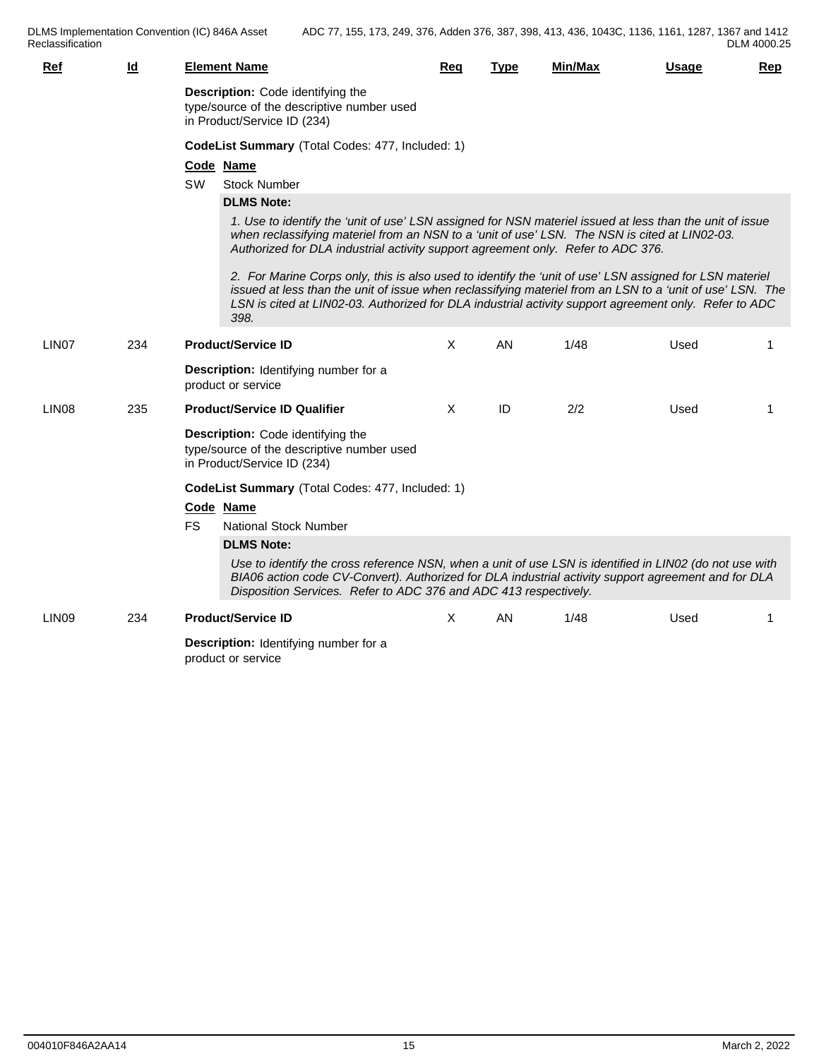| Ref | Id | Element Name | Req | Type | Min/Max | Usage | Rep |
|---|---|---|---|---|---|---|---|

**Description:** Code identifying the type/source of the descriptive number used in Product/Service ID (234)

**CodeList Summary** (Total Codes: 477, Included: 1)

| Code | Name |
|---|---|
| SW | Stock Number |

**DLMS Note:**

*1. Use to identify the 'unit of use' LSN assigned for NSN materiel issued at less than the unit of issue when reclassifying materiel from an NSN to a 'unit of use' LSN. The NSN is cited at LIN02-03. Authorized for DLA industrial activity support agreement only. Refer to ADC 376.*

*2. For Marine Corps only, this is also used to identify the 'unit of use' LSN assigned for LSN materiel issued at less than the unit of issue when reclassifying materiel from an LSN to a 'unit of use' LSN. The LSN is cited at LIN02-03. Authorized for DLA industrial activity support agreement only. Refer to ADC 398.*

| Ref | Id | Element Name | Req | Type | Min/Max | Usage | Rep |
|---|---|---|---|---|---|---|---|
| LIN07 | 234 | **Product/Service ID** | X | AN | 1/48 | Used | 1 |

**Description:** Identifying number for a product or service

| Ref | Id | Element Name | Req | Type | Min/Max | Usage | Rep |
|---|---|---|---|---|---|---|---|
| LIN08 | 235 | **Product/Service ID Qualifier** | X | ID | 2/2 | Used | 1 |

**Description:** Code identifying the type/source of the descriptive number used in Product/Service ID (234)

**CodeList Summary** (Total Codes: 477, Included: 1)

| Code | Name |
|---|---|
| FS | National Stock Number |

**DLMS Note:**

*Use to identify the cross reference NSN, when a unit of use LSN is identified in LIN02 (do not use with BIA06 action code CV-Convert). Authorized for DLA industrial activity support agreement and for DLA Disposition Services. Refer to ADC 376 and ADC 413 respectively.*

| Ref | Id | Element Name | Req | Type | Min/Max | Usage | Rep |
|---|---|---|---|---|---|---|---|
| LIN09 | 234 | **Product/Service ID** | X | AN | 1/48 | Used | 1 |

**Description:** Identifying number for a product or service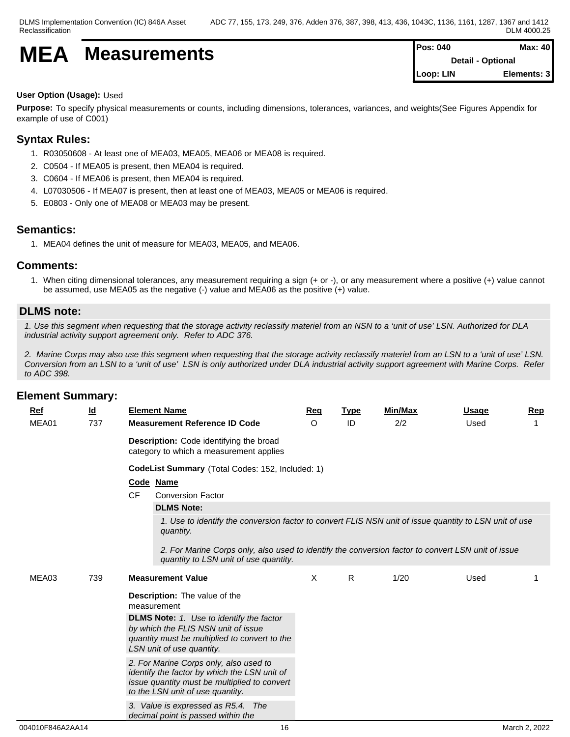# MEA Measurements

| Pos: 040 | Max: 40 |
|---|---|
| Detail - Optional | |
| Loop: LIN | Elements: 3 |

**User Option (Usage):** Used

**Purpose:** To specify physical measurements or counts, including dimensions, tolerances, variances, and weights(See Figures Appendix for example of use of C001)

## Syntax Rules:

1. R03050608 - At least one of MEA03, MEA05, MEA06 or MEA08 is required.
2. C0504 - If MEA05 is present, then MEA04 is required.
3. C0604 - If MEA06 is present, then MEA04 is required.
4. L07030506 - If MEA07 is present, then at least one of MEA03, MEA05 or MEA06 is required.
5. E0803 - Only one of MEA08 or MEA03 may be present.

## Semantics:

1. MEA04 defines the unit of measure for MEA03, MEA05, and MEA06.

## Comments:

1. When citing dimensional tolerances, any measurement requiring a sign (+ or -), or any measurement where a positive (+) value cannot be assumed, use MEA05 as the negative (-) value and MEA06 as the positive (+) value.

## DLMS note:

*1. Use this segment when requesting that the storage activity reclassify materiel from an NSN to a 'unit of use' LSN. Authorized for DLA industrial activity support agreement only. Refer to ADC 376.*

*2. Marine Corps may also use this segment when requesting that the storage activity reclassify materiel from an LSN to a 'unit of use' LSN. Conversion from an LSN to a 'unit of use' LSN is only authorized under DLA industrial activity support agreement with Marine Corps. Refer to ADC 398.*

## Element Summary:

| Ref | Id | Element Name | Req | Type | Min/Max | Usage | Rep |
|---|---|---|---|---|---|---|---|
| MEA01 | 737 | **Measurement Reference ID Code** | O | ID | 2/2 | Used | 1 |

**Description:** Code identifying the broad category to which a measurement applies

**CodeList Summary** (Total Codes: 152, Included: 1)

| Code | Name |
|---|---|
| CF | Conversion Factor |

**DLMS Note:**

*1. Use to identify the conversion factor to convert FLIS NSN unit of issue quantity to LSN unit of use quantity.*

*2. For Marine Corps only, also used to identify the conversion factor to convert LSN unit of issue quantity to LSN unit of use quantity.*

| Ref | Id | Element Name | Req | Type | Min/Max | Usage | Rep |
|---|---|---|---|---|---|---|---|
| MEA03 | 739 | **Measurement Value** | X | R | 1/20 | Used | 1 |

**Description:** The value of the measurement

**DLMS Note:** *1. Use to identify the factor by which the FLIS NSN unit of issue quantity must be multiplied to convert to the LSN unit of use quantity.*

*2. For Marine Corps only, also used to identify the factor by which the LSN unit of issue quantity must be multiplied to convert to the LSN unit of use quantity.*

*3. Value is expressed as R5.4. The decimal point is passed within the*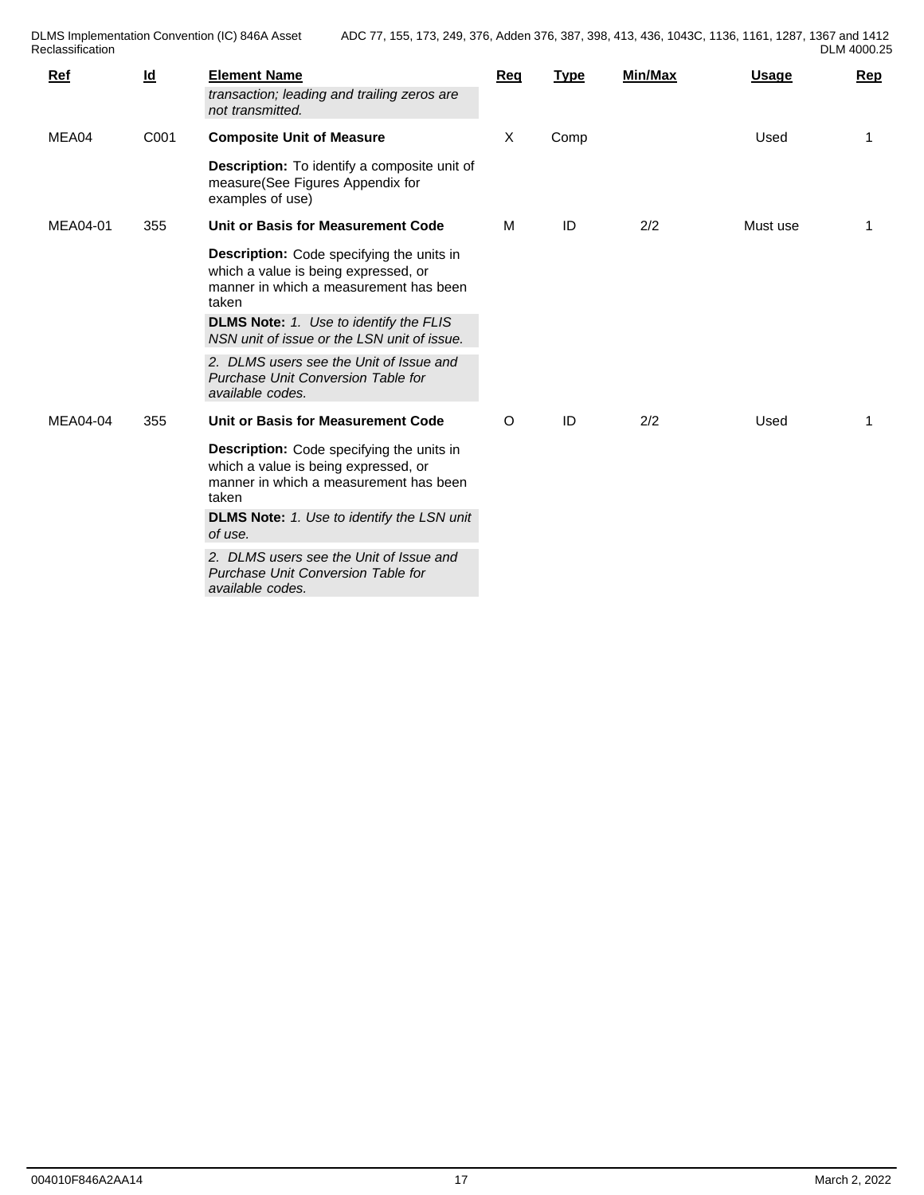| Ref | Id | Element Name | Req | Type | Min/Max | Usage | Rep |
|---|---|---|---|---|---|---|---|
| | | *transaction; leading and trailing zeros are not transmitted.* | | | | | |
| MEA04 | C001 | **Composite Unit of Measure** | X | Comp | | Used | 1 |
| | | **Description:** To identify a composite unit of measure(See Figures Appendix for examples of use) | | | | | |
| MEA04-01 | 355 | **Unit or Basis for Measurement Code** | M | ID | 2/2 | Must use | 1 |
| | | **Description:** Code specifying the units in which a value is being expressed, or manner in which a measurement has been taken | | | | | |
| | | **DLMS Note:** *1. Use to identify the FLIS NSN unit of issue or the LSN unit of issue.* | | | | | |
| | | *2. DLMS users see the Unit of Issue and Purchase Unit Conversion Table for available codes.* | | | | | |
| MEA04-04 | 355 | **Unit or Basis for Measurement Code** | O | ID | 2/2 | Used | 1 |
| | | **Description:** Code specifying the units in which a value is being expressed, or manner in which a measurement has been taken | | | | | |
| | | **DLMS Note:** *1. Use to identify the LSN unit of use.* | | | | | |
| | | *2. DLMS users see the Unit of Issue and Purchase Unit Conversion Table for available codes.* | | | | | |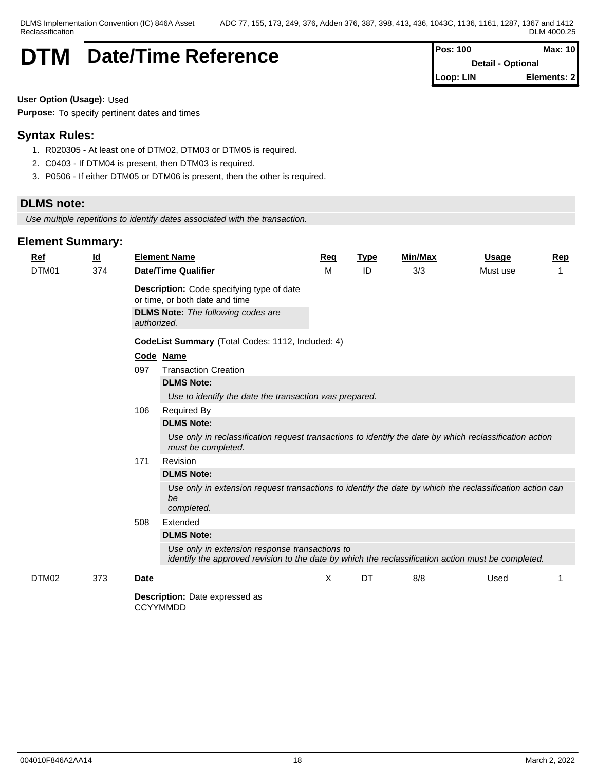# DTM Date/Time Reference

| Pos: 100 | Max: 10 |
|---|---|
| Detail - Optional | |
| Loop: LIN | Elements: 2 |

**User Option (Usage):** Used

**Purpose:** To specify pertinent dates and times

## Syntax Rules:

1. R020305 - At least one of DTM02, DTM03 or DTM05 is required.
2. C0403 - If DTM04 is present, then DTM03 is required.
3. P0506 - If either DTM05 or DTM06 is present, then the other is required.

## DLMS note:

*Use multiple repetitions to identify dates associated with the transaction.*

## Element Summary:

| Ref | Id | Element Name | Req | Type | Min/Max | Usage | Rep |
|---|---|---|---|---|---|---|---|
| DTM01 | 374 | **Date/Time Qualifier** | M | ID | 3/3 | Must use | 1 |

**Description:** Code specifying type of date or time, or both date and time

**DLMS Note:** *The following codes are authorized.*

**CodeList Summary** (Total Codes: 1112, Included: 4)

| Code | Name |
|---|---|
| 097 | Transaction Creation |
| | **DLMS Note:** *Use to identify the date the transaction was prepared.* |
| 106 | Required By |
| | **DLMS Note:** *Use only in reclassification request transactions to identify the date by which reclassification action must be completed.* |
| 171 | Revision |
| | **DLMS Note:** *Use only in extension request transactions to identify the date by which the reclassification action can be completed.* |
| 508 | Extended |
| | **DLMS Note:** *Use only in extension response transactions to identify the approved revision to the date by which the reclassification action must be completed.* |

| Ref | Id | Element Name | Req | Type | Min/Max | Usage | Rep |
|---|---|---|---|---|---|---|---|
| DTM02 | 373 | **Date** | X | DT | 8/8 | Used | 1 |

**Description:** Date expressed as CCYYMMDD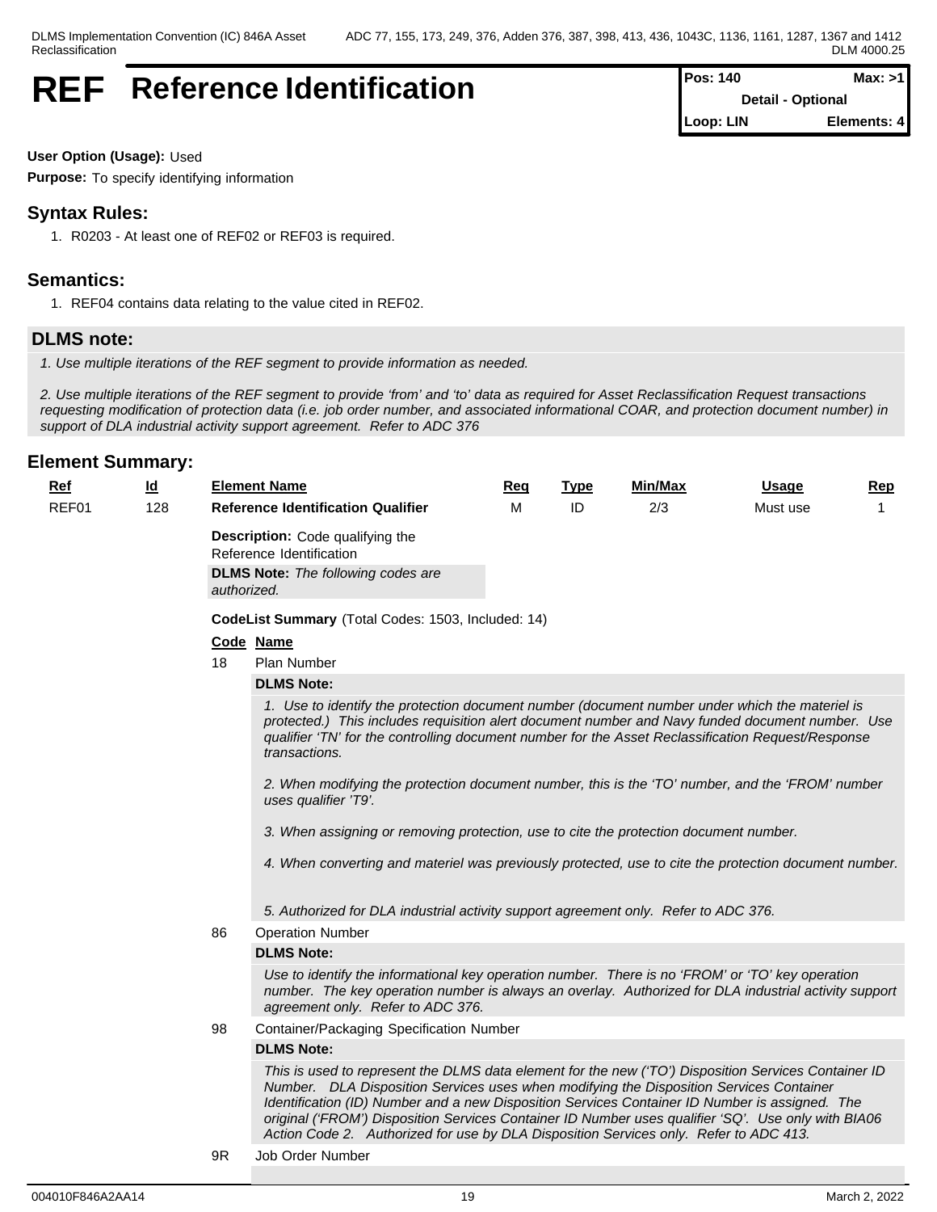# REF Reference Identification

| Pos: 140 | Max: >1 |
|---|---|
| Detail - Optional | |
| Loop: LIN | Elements: 4 |

**User Option (Usage):** Used

**Purpose:** To specify identifying information

## Syntax Rules:

1. R0203 - At least one of REF02 or REF03 is required.

## Semantics:

1. REF04 contains data relating to the value cited in REF02.

## DLMS note:

*1. Use multiple iterations of the REF segment to provide information as needed.*

*2. Use multiple iterations of the REF segment to provide 'from' and 'to' data as required for Asset Reclassification Request transactions requesting modification of protection data (i.e. job order number, and associated informational COAR, and protection document number) in support of DLA industrial activity support agreement. Refer to ADC 376*

## Element Summary:

| Ref | Id | Element Name | Req | Type | Min/Max | Usage | Rep |
|---|---|---|---|---|---|---|---|
| REF01 | 128 | **Reference Identification Qualifier** | M | ID | 2/3 | Must use | 1 |

**Description:** Code qualifying the Reference Identification

**DLMS Note:** *The following codes are authorized.*

**CodeList Summary** (Total Codes: 1503, Included: 14)

**Code Name**

**18** Plan Number

**DLMS Note:**

*1. Use to identify the protection document number (document number under which the materiel is protected.) This includes requisition alert document number and Navy funded document number. Use qualifier 'TN' for the controlling document number for the Asset Reclassification Request/Response transactions.*

*2. When modifying the protection document number, this is the 'TO' number, and the 'FROM' number uses qualifier 'T9'.*

*3. When assigning or removing protection, use to cite the protection document number.*

*4. When converting and materiel was previously protected, use to cite the protection document number.*

*5. Authorized for DLA industrial activity support agreement only. Refer to ADC 376.*

**86** Operation Number

**DLMS Note:**

*Use to identify the informational key operation number. There is no 'FROM' or 'TO' key operation number. The key operation number is always an overlay. Authorized for DLA industrial activity support agreement only. Refer to ADC 376.*

**98** Container/Packaging Specification Number

**DLMS Note:**

*This is used to represent the DLMS data element for the new ('TO') Disposition Services Container ID Number. DLA Disposition Services uses when modifying the Disposition Services Container Identification (ID) Number and a new Disposition Services Container ID Number is assigned. The original ('FROM') Disposition Services Container ID Number uses qualifier 'SQ'. Use only with BIA06 Action Code 2. Authorized for use by DLA Disposition Services only. Refer to ADC 413.*

**9R** Job Order Number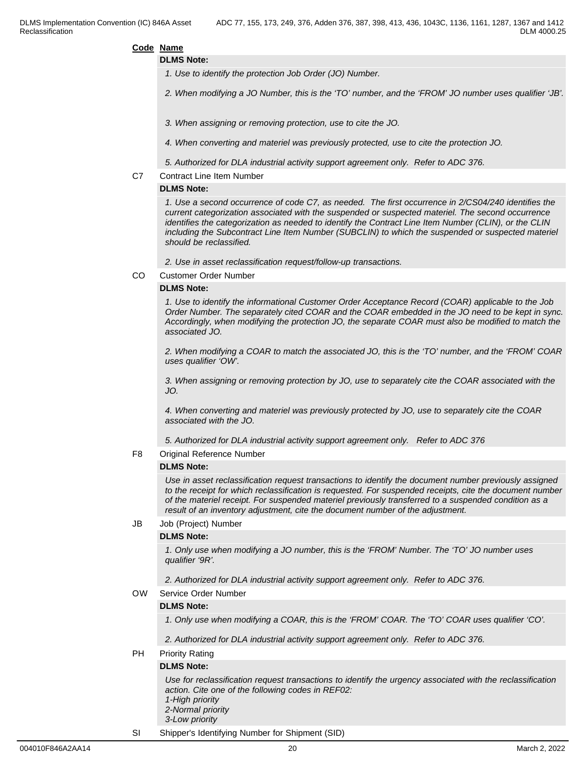**Code** **Name**

**DLMS Note:**

*1. Use to identify the protection Job Order (JO) Number.*

*2. When modifying a JO Number, this is the ‘TO’ number, and the ‘FROM’ JO number uses qualifier ‘JB’.*

*3. When assigning or removing protection, use to cite the JO.*

*4. When converting and materiel was previously protected, use to cite the protection JO.*

*5. Authorized for DLA industrial activity support agreement only. Refer to ADC 376.*

C7 Contract Line Item Number

**DLMS Note:**

*1. Use a second occurrence of code C7, as needed. The first occurrence in 2/CS04/240 identifies the current categorization associated with the suspended or suspected materiel. The second occurrence identifies the categorization as needed to identify the Contract Line Item Number (CLIN), or the CLIN including the Subcontract Line Item Number (SUBCLIN) to which the suspended or suspected materiel should be reclassified.*

*2. Use in asset reclassification request/follow-up transactions.*

CO Customer Order Number

**DLMS Note:**

*1. Use to identify the informational Customer Order Acceptance Record (COAR) applicable to the Job Order Number. The separately cited COAR and the COAR embedded in the JO need to be kept in sync. Accordingly, when modifying the protection JO, the separate COAR must also be modified to match the associated JO.*

*2. When modifying a COAR to match the associated JO, this is the ‘TO’ number, and the ‘FROM’ COAR uses qualifier ‘OW’.*

*3. When assigning or removing protection by JO, use to separately cite the COAR associated with the JO.*

*4. When converting and materiel was previously protected by JO, use to separately cite the COAR associated with the JO.*

*5. Authorized for DLA industrial activity support agreement only. Refer to ADC 376*

F8 Original Reference Number

**DLMS Note:**

*Use in asset reclassification request transactions to identify the document number previously assigned to the receipt for which reclassification is requested. For suspended receipts, cite the document number of the materiel receipt. For suspended materiel previously transferred to a suspended condition as a result of an inventory adjustment, cite the document number of the adjustment.*

JB Job (Project) Number

**DLMS Note:**

*1. Only use when modifying a JO number, this is the ‘FROM’ Number. The ‘TO’ JO number uses qualifier ‘9R’.*

*2. Authorized for DLA industrial activity support agreement only. Refer to ADC 376.*

OW Service Order Number

**DLMS Note:**

*1. Only use when modifying a COAR, this is the ‘FROM’ COAR. The ‘TO’ COAR uses qualifier ‘CO’.*

*2. Authorized for DLA industrial activity support agreement only. Refer to ADC 376.*

PH Priority Rating

**DLMS Note:**

*Use for reclassification request transactions to identify the urgency associated with the reclassification action. Cite one of the following codes in REF02:*
*1-High priority*
*2-Normal priority*
*3-Low priority*

SI Shipper's Identifying Number for Shipment (SID)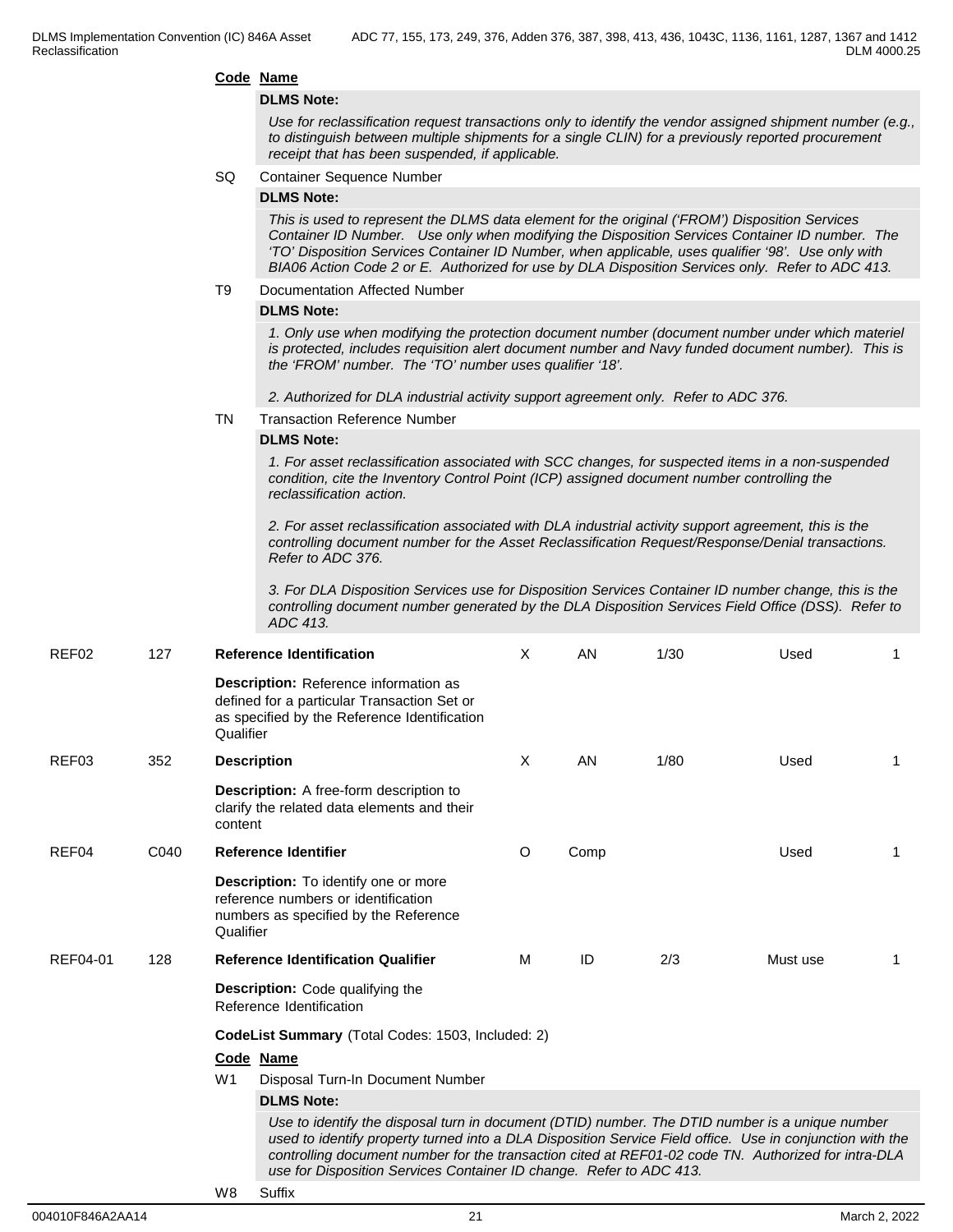**Code Name**

**DLMS Note:**

*Use for reclassification request transactions only to identify the vendor assigned shipment number (e.g., to distinguish between multiple shipments for a single CLIN) for a previously reported procurement receipt that has been suspended, if applicable.*

SQ Container Sequence Number

**DLMS Note:**

*This is used to represent the DLMS data element for the original ('FROM') Disposition Services Container ID Number. Use only when modifying the Disposition Services Container ID number. The 'TO' Disposition Services Container ID Number, when applicable, uses qualifier '98'. Use only with BIA06 Action Code 2 or E. Authorized for use by DLA Disposition Services only. Refer to ADC 413.*

T9 Documentation Affected Number

**DLMS Note:**

*1. Only use when modifying the protection document number (document number under which materiel is protected, includes requisition alert document number and Navy funded document number). This is the 'FROM' number. The 'TO' number uses qualifier '18'.*

*2. Authorized for DLA industrial activity support agreement only. Refer to ADC 376.*

TN Transaction Reference Number

**DLMS Note:**

*1. For asset reclassification associated with SCC changes, for suspected items in a non-suspended condition, cite the Inventory Control Point (ICP) assigned document number controlling the reclassification action.*

*2. For asset reclassification associated with DLA industrial activity support agreement, this is the controlling document number for the Asset Reclassification Request/Response/Denial transactions. Refer to ADC 376.*

*3. For DLA Disposition Services use for Disposition Services Container ID number change, this is the controlling document number generated by the DLA Disposition Services Field Office (DSS). Refer to ADC 413.*

| | | | | | | | |
|---|---|---|---|---|---|---|---|
| REF02 | 127 | **Reference Identification** | X | AN | 1/30 | Used | 1 |
| | | **Description:** Reference information as defined for a particular Transaction Set or as specified by the Reference Identification Qualifier | | | | | |
| REF03 | 352 | **Description** | X | AN | 1/80 | Used | 1 |
| | | **Description:** A free-form description to clarify the related data elements and their content | | | | | |
| REF04 | C040 | **Reference Identifier** | O | Comp | | Used | 1 |
| | | **Description:** To identify one or more reference numbers or identification numbers as specified by the Reference Qualifier | | | | | |
| REF04-01 | 128 | **Reference Identification Qualifier** | M | ID | 2/3 | Must use | 1 |
| | | **Description:** Code qualifying the Reference Identification | | | | | |

**CodeList Summary** (Total Codes: 1503, Included: 2)

**Code Name**

W1 Disposal Turn-In Document Number

**DLMS Note:**

*Use to identify the disposal turn in document (DTID) number. The DTID number is a unique number used to identify property turned into a DLA Disposition Service Field office. Use in conjunction with the controlling document number for the transaction cited at REF01-02 code TN. Authorized for intra-DLA use for Disposition Services Container ID change. Refer to ADC 413.*

W8 Suffix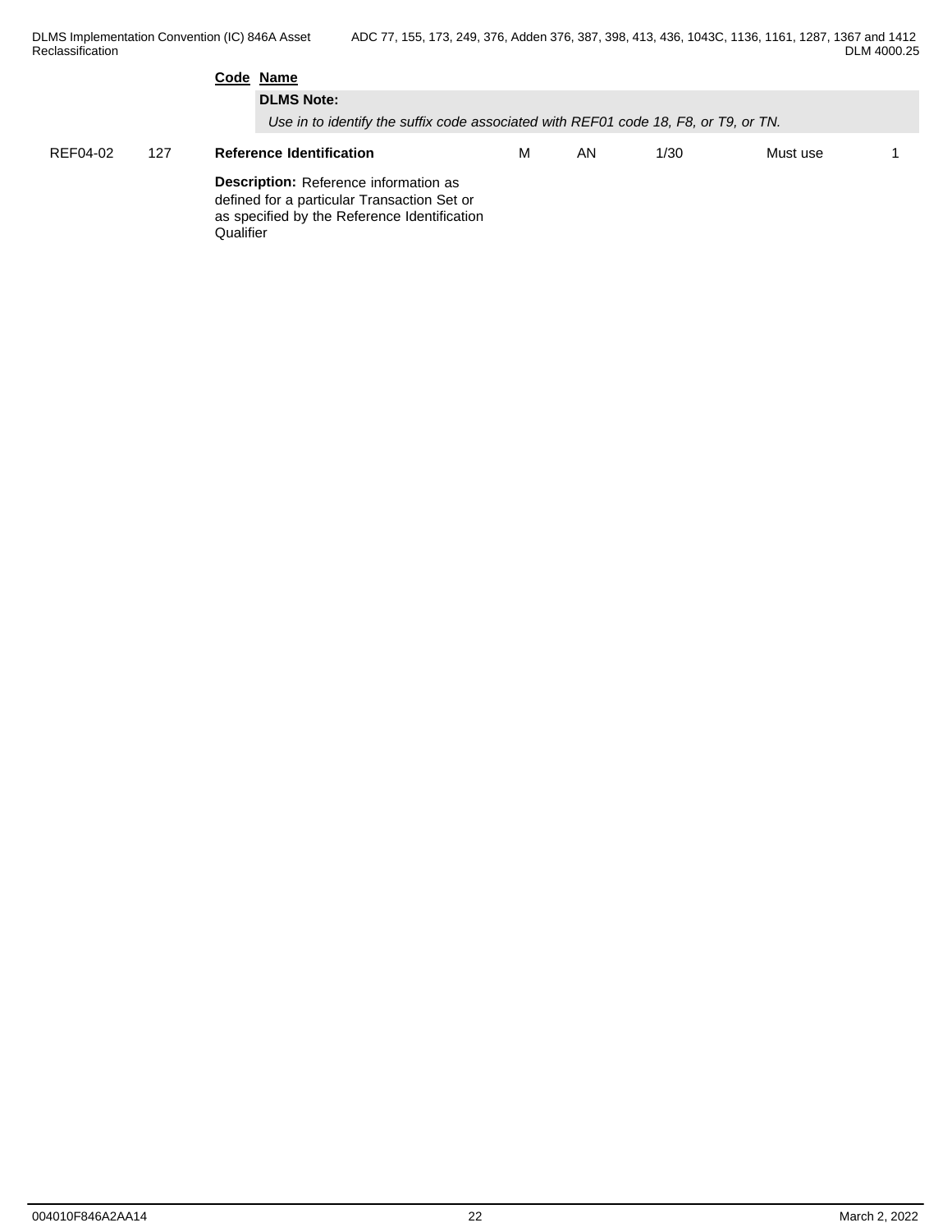**Code** **Name**

**DLMS Note:**

*Use in to identify the suffix code associated with REF01 code 18, F8, or T9, or TN.*

| | | | | | | | |
|---|---|---|---|---|---|---|---|
| REF04-02 | 127 | **Reference Identification** | M | AN | 1/30 | Must use | 1 |

**Description:** Reference information as defined for a particular Transaction Set or as specified by the Reference Identification Qualifier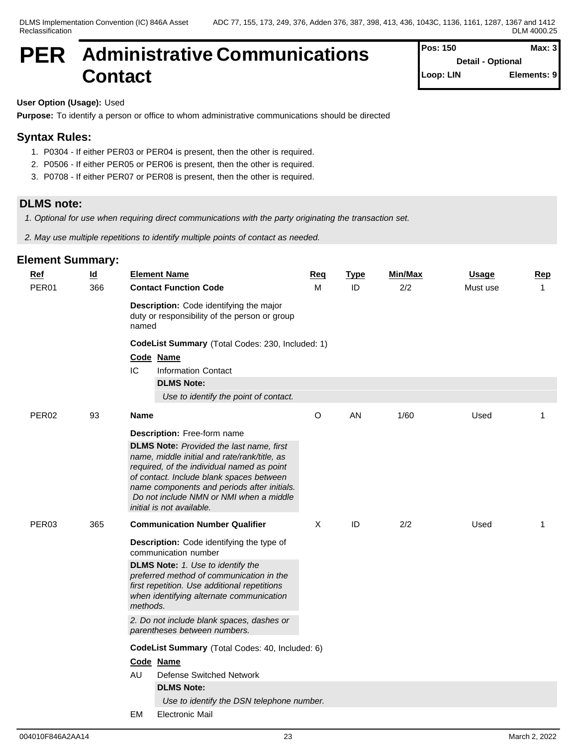# PER Administrative Communications Contact

| Pos: 150 | Max: 3 |
|---|---|
| Detail - Optional | |
| Loop: LIN | Elements: 9 |

**User Option (Usage):** Used

**Purpose:** To identify a person or office to whom administrative communications should be directed

## Syntax Rules:

1. P0304 - If either PER03 or PER04 is present, then the other is required.
2. P0506 - If either PER05 or PER06 is present, then the other is required.
3. P0708 - If either PER07 or PER08 is present, then the other is required.

## DLMS note:

*1. Optional for use when requiring direct communications with the party originating the transaction set.*

*2. May use multiple repetitions to identify multiple points of contact as needed.*

## Element Summary:

| Ref | Id | Element Name | Req | Type | Min/Max | Usage | Rep |
|---|---|---|---|---|---|---|---|
| PER01 | 366 | **Contact Function Code** | M | ID | 2/2 | Must use | 1 |

**Description:** Code identifying the major duty or responsibility of the person or group named

**CodeList Summary** (Total Codes: 230, Included: 1)

| Code | Name |
|---|---|
| IC | Information Contact |

**DLMS Note:**

*Use to identify the point of contact.*

| Ref | Id | Element Name | Req | Type | Min/Max | Usage | Rep |
|---|---|---|---|---|---|---|---|
| PER02 | 93 | **Name** | O | AN | 1/60 | Used | 1 |

**Description:** Free-form name

**DLMS Note:** *Provided the last name, first name, middle initial and rate/rank/title, as required, of the individual named as point of contact. Include blank spaces between name components and periods after initials. Do not include NMN or NMI when a middle initial is not available.*

| Ref | Id | Element Name | Req | Type | Min/Max | Usage | Rep |
|---|---|---|---|---|---|---|---|
| PER03 | 365 | **Communication Number Qualifier** | X | ID | 2/2 | Used | 1 |

**Description:** Code identifying the type of communication number

**DLMS Note:** *1. Use to identify the preferred method of communication in the first repetition. Use additional repetitions when identifying alternate communication methods.*

*2. Do not include blank spaces, dashes or parentheses between numbers.*

**CodeList Summary** (Total Codes: 40, Included: 6)

| Code | Name |
|---|---|
| AU | Defense Switched Network |

**DLMS Note:**

*Use to identify the DSN telephone number.*

| Code | Name |
|---|---|
| EM | Electronic Mail |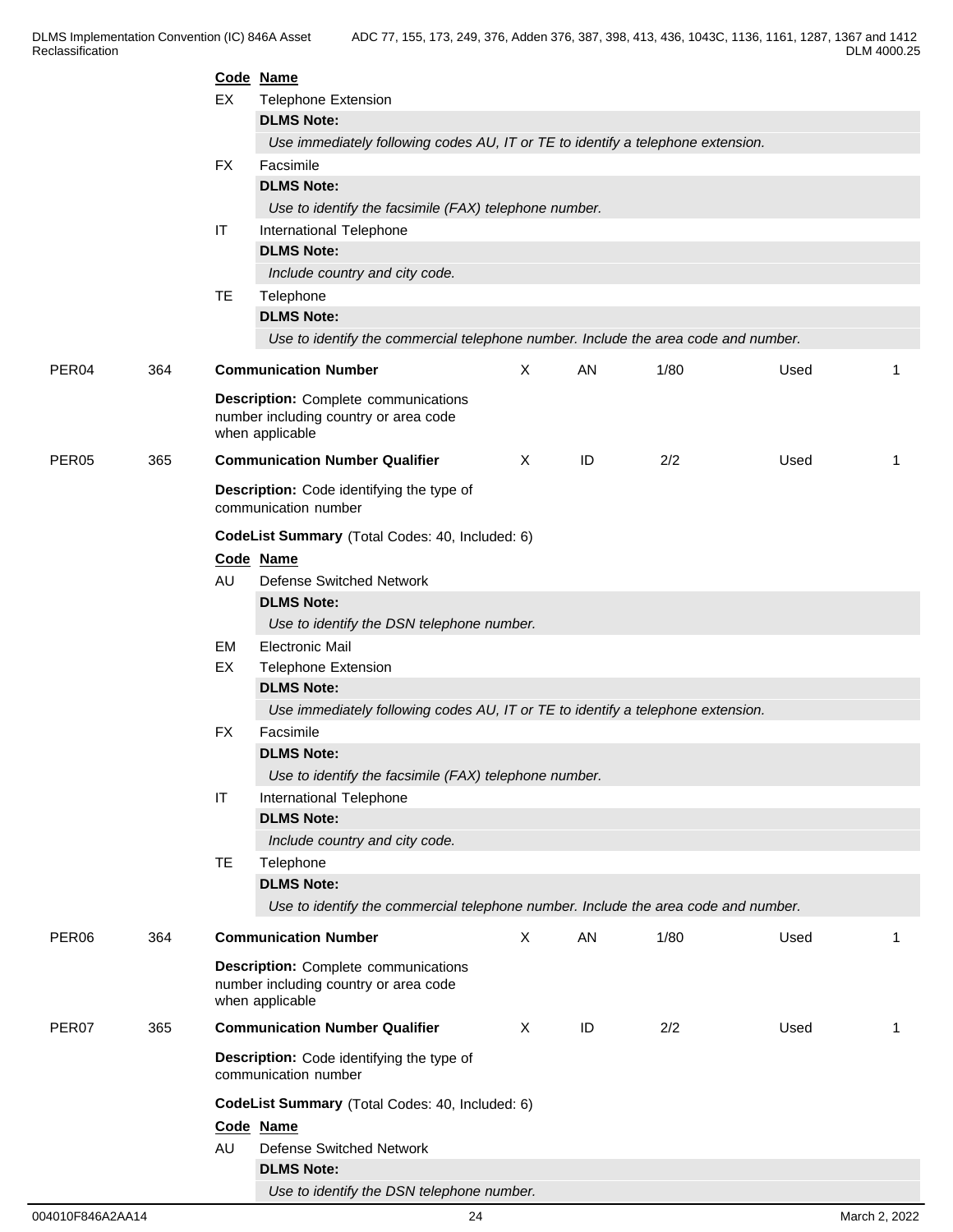| Code | Name |
|---|---|
| EX | Telephone Extension |
| | **DLMS Note:** |
| | *Use immediately following codes AU, IT or TE to identify a telephone extension.* |
| FX | Facsimile |
| | **DLMS Note:** |
| | *Use to identify the facsimile (FAX) telephone number.* |
| IT | International Telephone |
| | **DLMS Note:** |
| | *Include country and city code.* |
| TE | Telephone |
| | **DLMS Note:** |
| | *Use to identify the commercial telephone number. Include the area code and number.* |

| | | | | | | | |
|---|---|---|---|---|---|---|---|
| PER04 | 364 | **Communication Number** | X | AN | 1/80 | Used | 1 |

**Description:** Complete communications number including country or area code when applicable

| | | | | | | | |
|---|---|---|---|---|---|---|---|
| PER05 | 365 | **Communication Number Qualifier** | X | ID | 2/2 | Used | 1 |

**Description:** Code identifying the type of communication number

**CodeList Summary** (Total Codes: 40, Included: 6)

| Code | Name |
|---|---|
| AU | Defense Switched Network |
| | **DLMS Note:** |
| | *Use to identify the DSN telephone number.* |
| EM | Electronic Mail |
| EX | Telephone Extension |
| | **DLMS Note:** |
| | *Use immediately following codes AU, IT or TE to identify a telephone extension.* |
| FX | Facsimile |
| | **DLMS Note:** |
| | *Use to identify the facsimile (FAX) telephone number.* |
| IT | International Telephone |
| | **DLMS Note:** |
| | *Include country and city code.* |
| TE | Telephone |
| | **DLMS Note:** |
| | *Use to identify the commercial telephone number. Include the area code and number.* |

| | | | | | | | |
|---|---|---|---|---|---|---|---|
| PER06 | 364 | **Communication Number** | X | AN | 1/80 | Used | 1 |

**Description:** Complete communications number including country or area code when applicable

| | | | | | | | |
|---|---|---|---|---|---|---|---|
| PER07 | 365 | **Communication Number Qualifier** | X | ID | 2/2 | Used | 1 |

**Description:** Code identifying the type of communication number

**CodeList Summary** (Total Codes: 40, Included: 6)

| Code | Name |
|---|---|
| AU | Defense Switched Network |
| | **DLMS Note:** |
| | *Use to identify the DSN telephone number.* |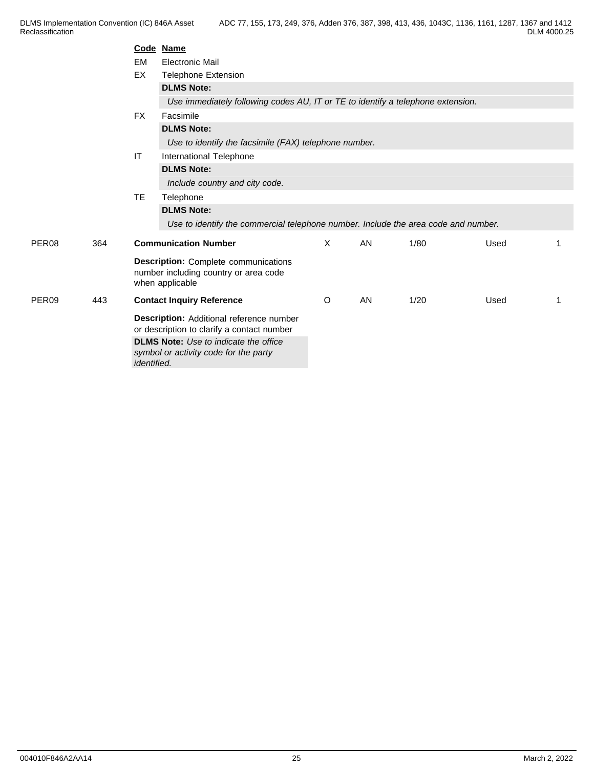| Code | Name |
|---|---|
| EM | Electronic Mail |
| EX | Telephone Extension |
| | **DLMS Note:** |
| | *Use immediately following codes AU, IT or TE to identify a telephone extension.* |
| FX | Facsimile |
| | **DLMS Note:** |
| | *Use to identify the facsimile (FAX) telephone number.* |
| IT | International Telephone |
| | **DLMS Note:** |
| | *Include country and city code.* |
| TE | Telephone |
| | **DLMS Note:** |
| | *Use to identify the commercial telephone number. Include the area code and number.* |

| | | | | | | | |
|---|---|---|---|---|---|---|---|
| PER08 | 364 | **Communication Number** | X | AN | 1/80 | Used | 1 |
| | | **Description:** Complete communications number including country or area code when applicable | | | | | |
| PER09 | 443 | **Contact Inquiry Reference** | O | AN | 1/20 | Used | 1 |
| | | **Description:** Additional reference number or description to clarify a contact number | | | | | |
| | | **DLMS Note:** *Use to indicate the office symbol or activity code for the party identified.* | | | | | |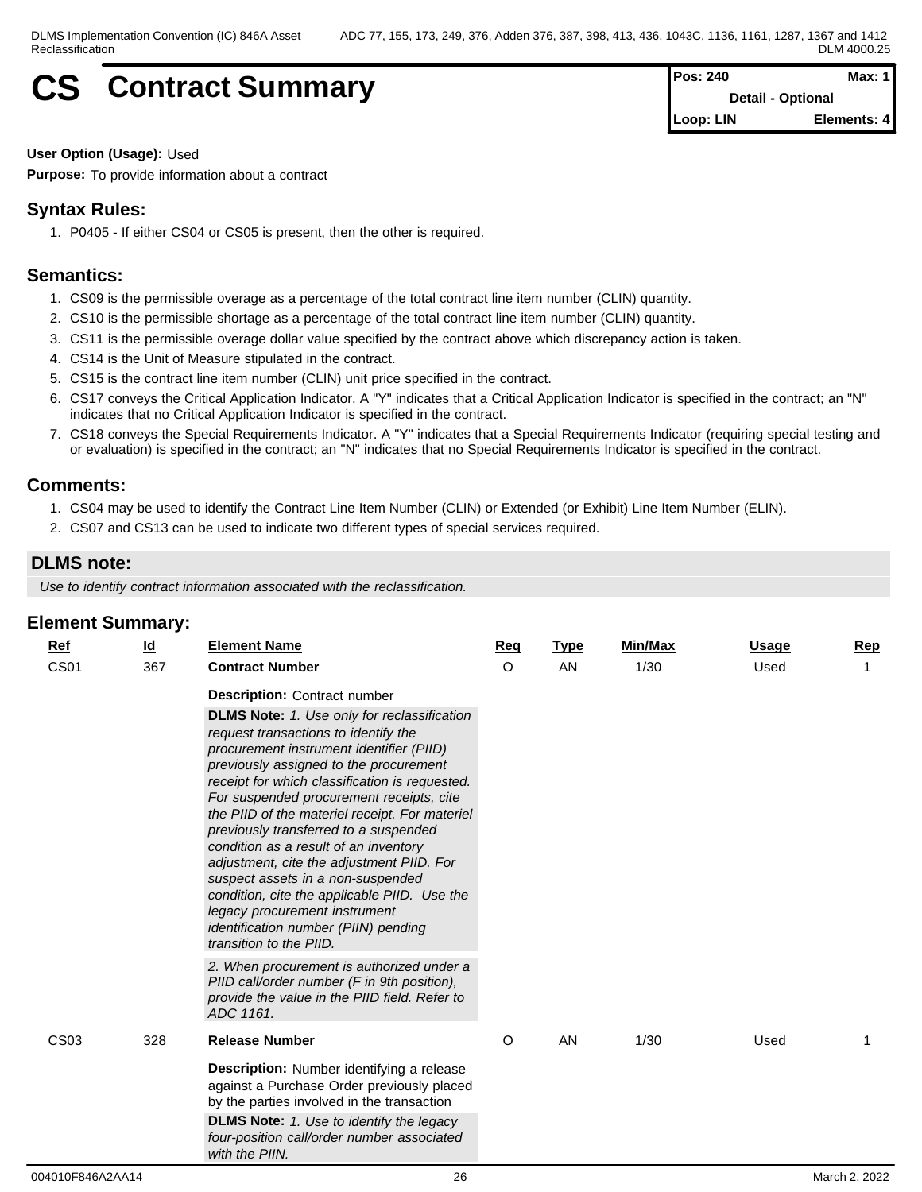# CS Contract Summary

| Pos: 240 | Max: 1 |
|---|---|
| Detail - Optional | |
| Loop: LIN | Elements: 4 |

**User Option (Usage):** Used

**Purpose:** To provide information about a contract

## Syntax Rules:

1. P0405 - If either CS04 or CS05 is present, then the other is required.

## Semantics:

1. CS09 is the permissible overage as a percentage of the total contract line item number (CLIN) quantity.
2. CS10 is the permissible shortage as a percentage of the total contract line item number (CLIN) quantity.
3. CS11 is the permissible overage dollar value specified by the contract above which discrepancy action is taken.
4. CS14 is the Unit of Measure stipulated in the contract.
5. CS15 is the contract line item number (CLIN) unit price specified in the contract.
6. CS17 conveys the Critical Application Indicator. A "Y" indicates that a Critical Application Indicator is specified in the contract; an "N" indicates that no Critical Application Indicator is specified in the contract.
7. CS18 conveys the Special Requirements Indicator. A "Y" indicates that a Special Requirements Indicator (requiring special testing and or evaluation) is specified in the contract; an "N" indicates that no Special Requirements Indicator is specified in the contract.

## Comments:

1. CS04 may be used to identify the Contract Line Item Number (CLIN) or Extended (or Exhibit) Line Item Number (ELIN).
2. CS07 and CS13 can be used to indicate two different types of special services required.

## DLMS note:

*Use to identify contract information associated with the reclassification.*

## Element Summary:

| Ref | Id | Element Name | Req | Type | Min/Max | Usage | Rep |
|---|---|---|---|---|---|---|---|
| CS01 | 367 | **Contract Number** | O | AN | 1/30 | Used | 1 |
| CS03 | 328 | **Release Number** | O | AN | 1/30 | Used | 1 |

**CS01 - Contract Number**

**Description:** Contract number

**DLMS Note:** *1. Use only for reclassification request transactions to identify the procurement instrument identifier (PIID) previously assigned to the procurement receipt for which classification is requested. For suspended procurement receipts, cite the PIID of the materiel receipt. For materiel previously transferred to a suspended condition as a result of an inventory adjustment, cite the adjustment PIID. For suspect assets in a non-suspended condition, cite the applicable PIID. Use the legacy procurement instrument identification number (PIIN) pending transition to the PIID.*

*2. When procurement is authorized under a PIID call/order number (F in 9th position), provide the value in the PIID field. Refer to ADC 1161.*

**CS03 - Release Number**

**Description:** Number identifying a release against a Purchase Order previously placed by the parties involved in the transaction

**DLMS Note:** *1. Use to identify the legacy four-position call/order number associated with the PIIN.*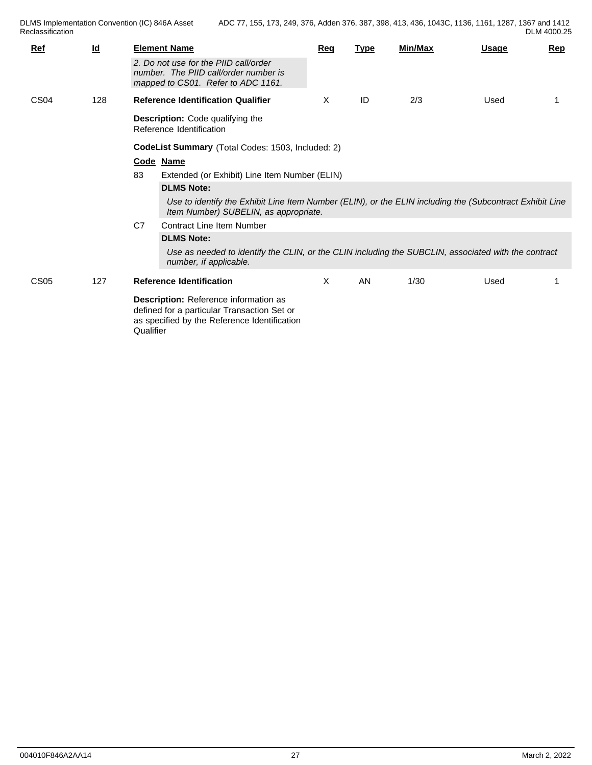| Ref | Id | Element Name | Req | Type | Min/Max | Usage | Rep |
|---|---|---|---|---|---|---|---|
| | | *2. Do not use for the PIID call/order number. The PIID call/order number is mapped to CS01. Refer to ADC 1161.* | | | | | |
| CS04 | 128 | **Reference Identification Qualifier** | X | ID | 2/3 | Used | 1 |

**Description:** Code qualifying the Reference Identification

**CodeList Summary** (Total Codes: 1503, Included: 2)

| Code | Name |
|---|---|
| 83 | Extended (or Exhibit) Line Item Number (ELIN) |
| C7 | Contract Line Item Number |

**83** – Extended (or Exhibit) Line Item Number (ELIN)

**DLMS Note:**

*Use to identify the Exhibit Line Item Number (ELIN), or the ELIN including the (Subcontract Exhibit Line Item Number) SUBELIN, as appropriate.*

**C7** – Contract Line Item Number

**DLMS Note:**

*Use as needed to identify the CLIN, or the CLIN including the SUBCLIN, associated with the contract number, if applicable.*

| Ref | Id | Element Name | Req | Type | Min/Max | Usage | Rep |
|---|---|---|---|---|---|---|---|
| CS05 | 127 | **Reference Identification** | X | AN | 1/30 | Used | 1 |

**Description:** Reference information as defined for a particular Transaction Set or as specified by the Reference Identification Qualifier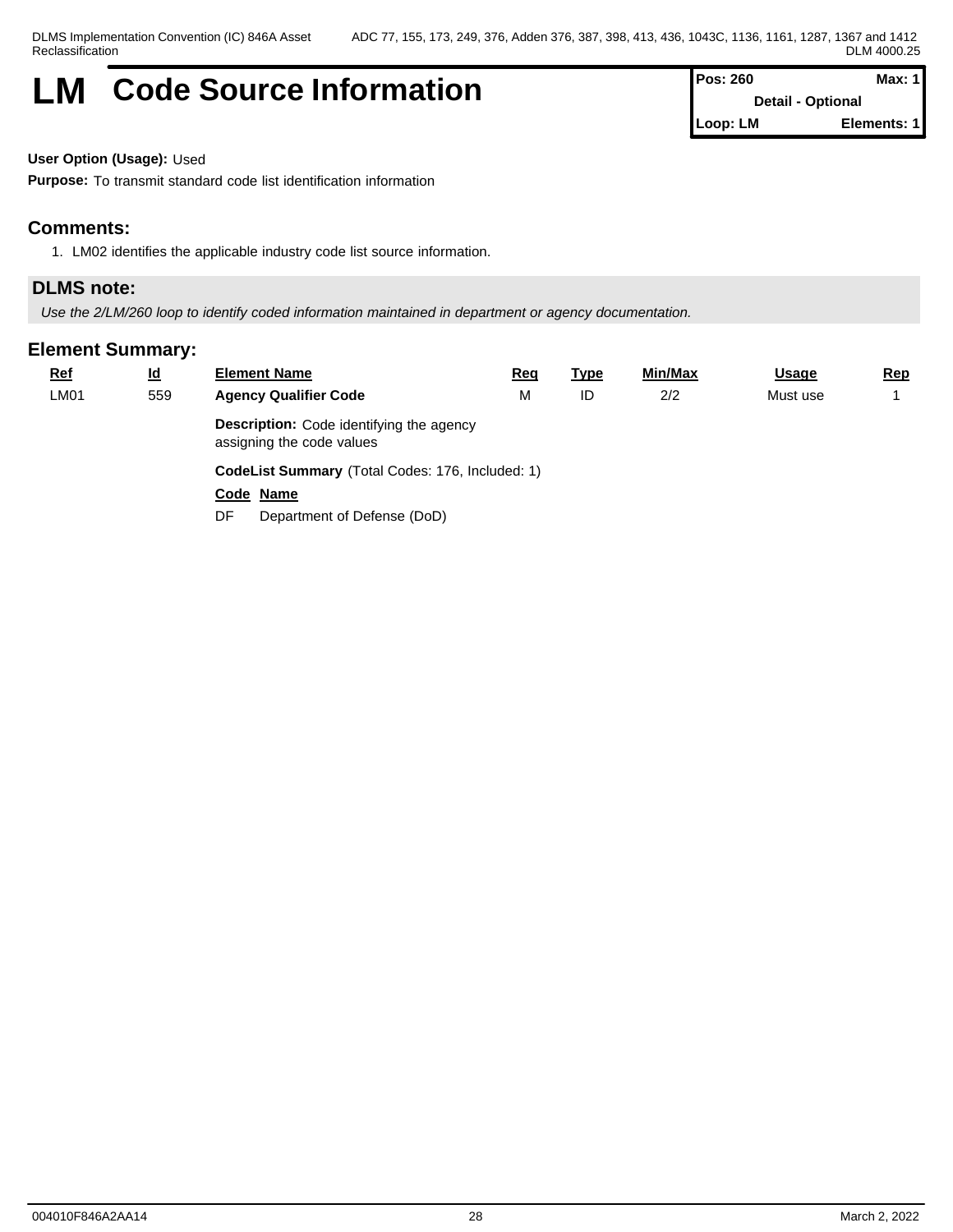# LM Code Source Information

| Pos: 260 | Max: 1 |
|---|---|
| Detail - Optional | |
| Loop: LM | Elements: 1 |

**User Option (Usage):** Used

**Purpose:** To transmit standard code list identification information

## Comments:

1. LM02 identifies the applicable industry code list source information.

## DLMS note:

*Use the 2/LM/260 loop to identify coded information maintained in department or agency documentation.*

## Element Summary:

| Ref | Id | Element Name | Req | Type | Min/Max | Usage | Rep |
|---|---|---|---|---|---|---|---|
| LM01 | 559 | **Agency Qualifier Code** | M | ID | 2/2 | Must use | 1 |

**Description:** Code identifying the agency assigning the code values

**CodeList Summary** (Total Codes: 176, Included: 1)

| Code | Name |
|---|---|
| DF | Department of Defense (DoD) |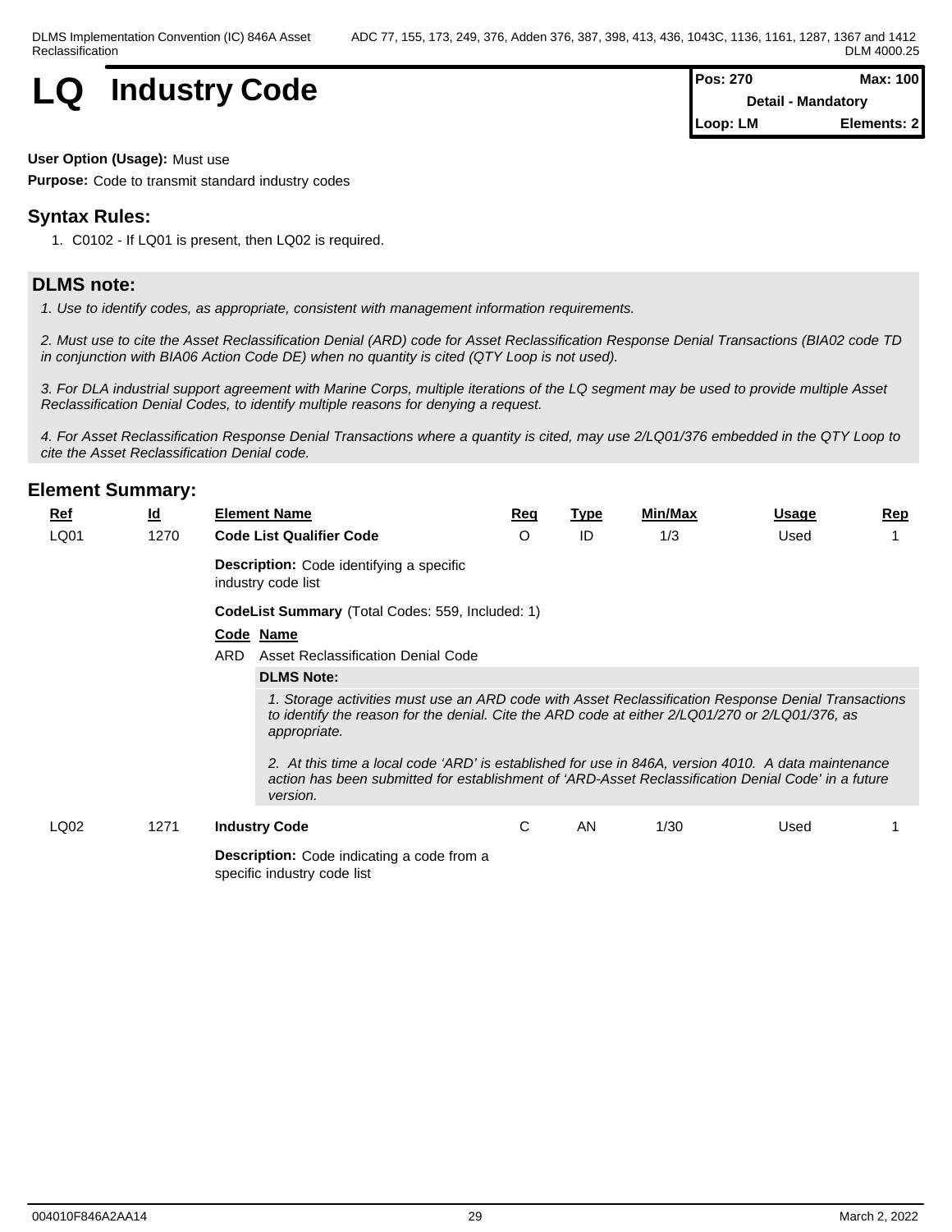# LQ Industry Code

| Pos: 270 | Max: 100 |
|---|---|
| Detail - Mandatory | |
| Loop: LM | Elements: 2 |

**User Option (Usage):** Must use

**Purpose:** Code to transmit standard industry codes

## Syntax Rules:

1. C0102 - If LQ01 is present, then LQ02 is required.

## DLMS note:

*1. Use to identify codes, as appropriate, consistent with management information requirements.*

*2. Must use to cite the Asset Reclassification Denial (ARD) code for Asset Reclassification Response Denial Transactions (BIA02 code TD in conjunction with BIA06 Action Code DE) when no quantity is cited (QTY Loop is not used).*

*3. For DLA industrial support agreement with Marine Corps, multiple iterations of the LQ segment may be used to provide multiple Asset Reclassification Denial Codes, to identify multiple reasons for denying a request.*

*4. For Asset Reclassification Response Denial Transactions where a quantity is cited, may use 2/LQ01/376 embedded in the QTY Loop to cite the Asset Reclassification Denial code.*

## Element Summary:

| Ref | Id | Element Name | Req | Type | Min/Max | Usage | Rep |
|---|---|---|---|---|---|---|---|
| LQ01 | 1270 | **Code List Qualifier Code** | O | ID | 1/3 | Used | 1 |

**Description:** Code identifying a specific industry code list

**CodeList Summary** (Total Codes: 559, Included: 1)

| Code | Name |
|---|---|
| ARD | Asset Reclassification Denial Code |

**DLMS Note:**

*1. Storage activities must use an ARD code with Asset Reclassification Response Denial Transactions to identify the reason for the denial. Cite the ARD code at either 2/LQ01/270 or 2/LQ01/376, as appropriate.*

*2. At this time a local code 'ARD' is established for use in 846A, version 4010. A data maintenance action has been submitted for establishment of 'ARD-Asset Reclassification Denial Code' in a future version.*

| Ref | Id | Element Name | Req | Type | Min/Max | Usage | Rep |
|---|---|---|---|---|---|---|---|
| LQ02 | 1271 | **Industry Code** | C | AN | 1/30 | Used | 1 |

**Description:** Code indicating a code from a specific industry code list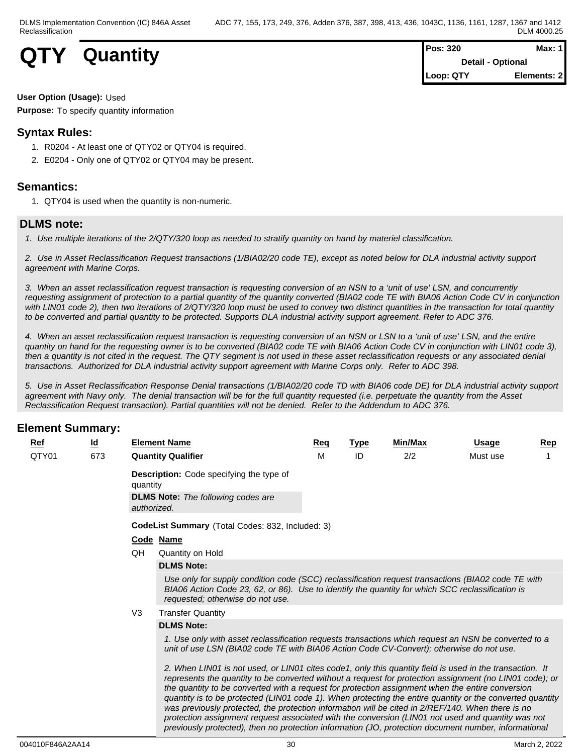# QTY Quantity

| Pos: 320 | Max: 1 |
|---|---|
| Detail - Optional | |
| Loop: QTY | Elements: 2 |

**User Option (Usage):** Used

**Purpose:** To specify quantity information

## Syntax Rules:

1. R0204 - At least one of QTY02 or QTY04 is required.
2. E0204 - Only one of QTY02 or QTY04 may be present.

## Semantics:

1. QTY04 is used when the quantity is non-numeric.

## DLMS note:

*1. Use multiple iterations of the 2/QTY/320 loop as needed to stratify quantity on hand by materiel classification.*

*2. Use in Asset Reclassification Request transactions (1/BIA02/20 code TE), except as noted below for DLA industrial activity support agreement with Marine Corps.*

*3. When an asset reclassification request transaction is requesting conversion of an NSN to a 'unit of use' LSN, and concurrently requesting assignment of protection to a partial quantity of the quantity converted (BIA02 code TE with BIA06 Action Code CV in conjunction with LIN01 code 2), then two iterations of 2/QTY/320 loop must be used to convey two distinct quantities in the transaction for total quantity to be converted and partial quantity to be protected. Supports DLA industrial activity support agreement. Refer to ADC 376.*

*4. When an asset reclassification request transaction is requesting conversion of an NSN or LSN to a 'unit of use' LSN, and the entire quantity on hand for the requesting owner is to be converted (BIA02 code TE with BIA06 Action Code CV in conjunction with LIN01 code 3), then a quantity is not cited in the request. The QTY segment is not used in these asset reclassification requests or any associated denial transactions. Authorized for DLA industrial activity support agreement with Marine Corps only. Refer to ADC 398.*

*5. Use in Asset Reclassification Response Denial transactions (1/BIA02/20 code TD with BIA06 code DE) for DLA industrial activity support agreement with Navy only. The denial transaction will be for the full quantity requested (i.e. perpetuate the quantity from the Asset Reclassification Request transaction). Partial quantities will not be denied. Refer to the Addendum to ADC 376.*

## Element Summary:

| Ref | Id | Element Name | Req | Type | Min/Max | Usage | Rep |
|---|---|---|---|---|---|---|---|
| QTY01 | 673 | **Quantity Qualifier** | M | ID | 2/2 | Must use | 1 |

**Description:** Code specifying the type of quantity

**DLMS Note:** *The following codes are authorized.*

**CodeList Summary** (Total Codes: 832, Included: 3)

| Code | Name |
|---|---|
| QH | Quantity on Hold |

**DLMS Note:**

*Use only for supply condition code (SCC) reclassification request transactions (BIA02 code TE with BIA06 Action Code 23, 62, or 86). Use to identify the quantity for which SCC reclassification is requested; otherwise do not use.*

| Code | Name |
|---|---|
| V3 | Transfer Quantity |

**DLMS Note:**

*1. Use only with asset reclassification requests transactions which request an NSN be converted to a unit of use LSN (BIA02 code TE with BIA06 Action Code CV-Convert); otherwise do not use.*

*2. When LIN01 is not used, or LIN01 cites code1, only this quantity field is used in the transaction. It represents the quantity to be converted without a request for protection assignment (no LIN01 code); or the quantity to be converted with a request for protection assignment when the entire conversion quantity is to be protected (LIN01 code 1). When protecting the entire quantity or the converted quantity was previously protected, the protection information will be cited in 2/REF/140. When there is no protection assignment request associated with the conversion (LIN01 not used and quantity was not previously protected), then no protection information (JO, protection document number, informational*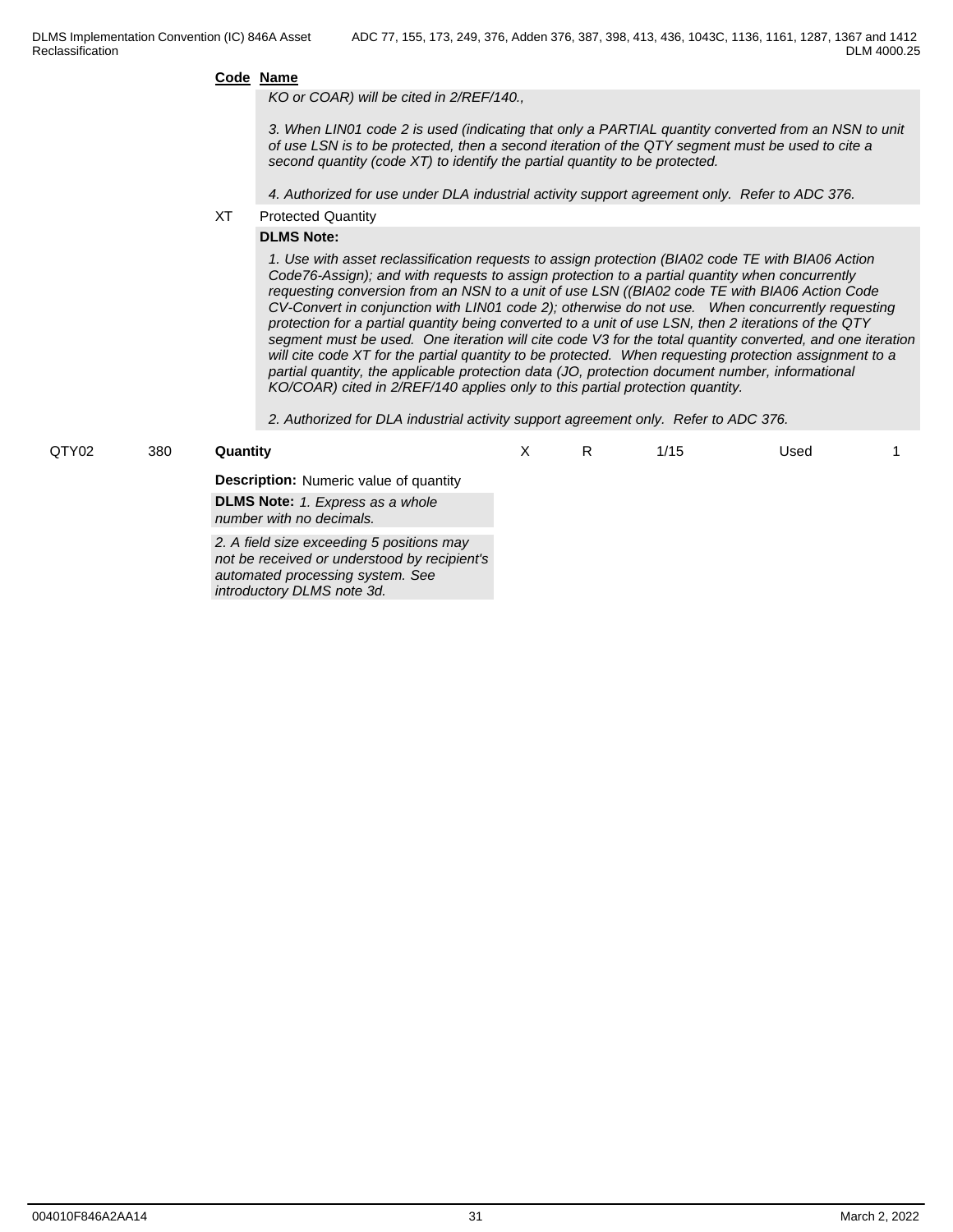**Code** **Name**

*KO or COAR) will be cited in 2/REF/140.,*

*3. When LIN01 code 2 is used (indicating that only a PARTIAL quantity converted from an NSN to unit of use LSN is to be protected, then a second iteration of the QTY segment must be used to cite a second quantity (code XT) to identify the partial quantity to be protected.*

*4. Authorized for use under DLA industrial activity support agreement only. Refer to ADC 376.*

XT Protected Quantity

**DLMS Note:**

*1. Use with asset reclassification requests to assign protection (BIA02 code TE with BIA06 Action Code76-Assign); and with requests to assign protection to a partial quantity when concurrently requesting conversion from an NSN to a unit of use LSN ((BIA02 code TE with BIA06 Action Code CV-Convert in conjunction with LIN01 code 2); otherwise do not use. When concurrently requesting protection for a partial quantity being converted to a unit of use LSN, then 2 iterations of the QTY segment must be used. One iteration will cite code V3 for the total quantity converted, and one iteration will cite code XT for the partial quantity to be protected. When requesting protection assignment to a partial quantity, the applicable protection data (JO, protection document number, informational KO/COAR) cited in 2/REF/140 applies only to this partial protection quantity.*

*2. Authorized for DLA industrial activity support agreement only. Refer to ADC 376.*

| QTY02 | 380 | **Quantity** | X | R | 1/15 | Used | 1 |
|---|---|---|---|---|---|---|---|

**Description:** Numeric value of quantity

**DLMS Note:** *1. Express as a whole number with no decimals.*

*2. A field size exceeding 5 positions may not be received or understood by recipient's automated processing system. See introductory DLMS note 3d.*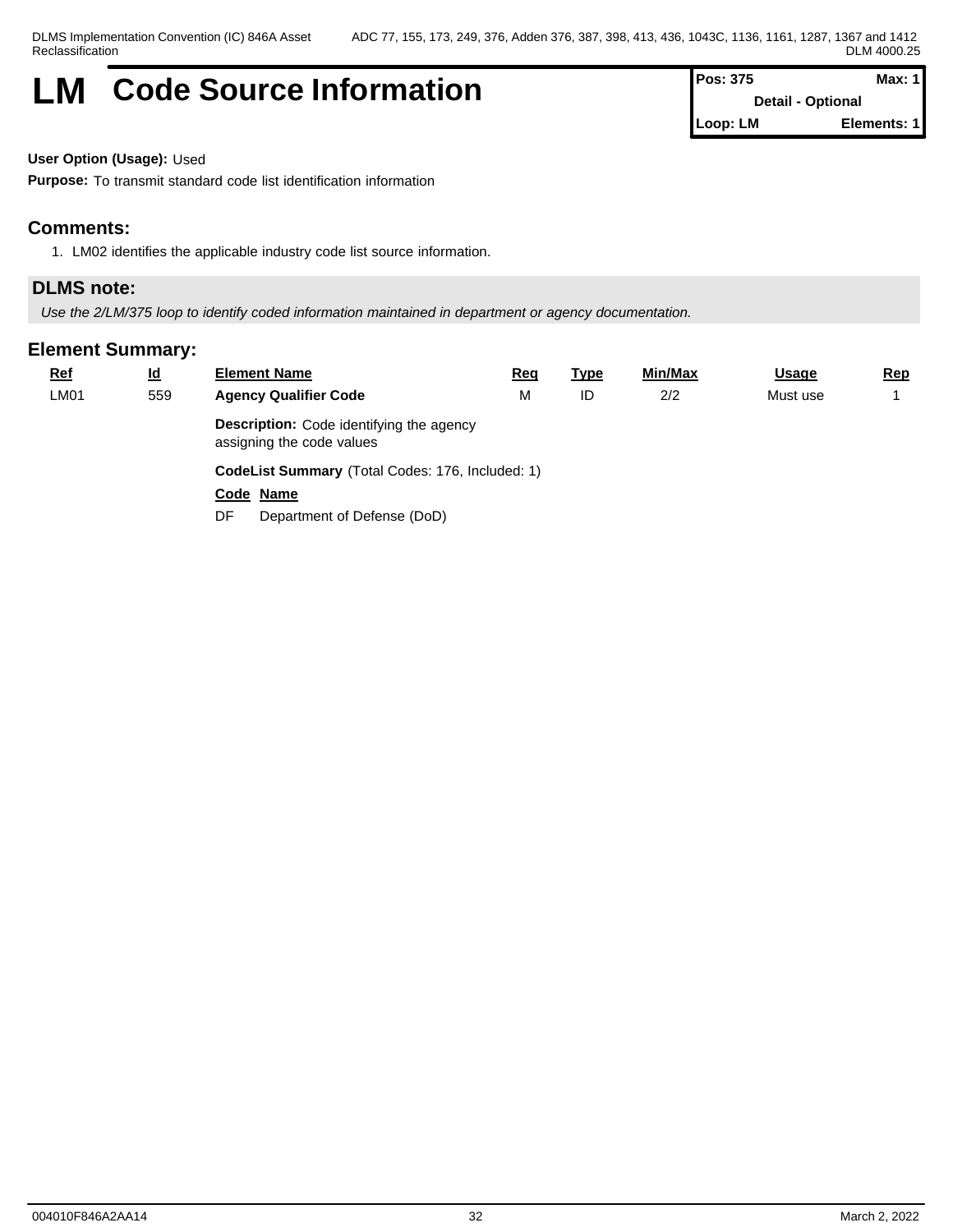# LM Code Source Information

| Pos: 375 | Max: 1 |
|---|---|
| Detail - Optional | |
| Loop: LM | Elements: 1 |

**User Option (Usage):** Used

**Purpose:** To transmit standard code list identification information

## Comments:

1. LM02 identifies the applicable industry code list source information.

## DLMS note:

*Use the 2/LM/375 loop to identify coded information maintained in department or agency documentation.*

## Element Summary:

| Ref | Id | Element Name | Req | Type | Min/Max | Usage | Rep |
|---|---|---|---|---|---|---|---|
| LM01 | 559 | **Agency Qualifier Code** | M | ID | 2/2 | Must use | 1 |

**Description:** Code identifying the agency assigning the code values

**CodeList Summary** (Total Codes: 176, Included: 1)

| Code | Name |
|---|---|
| DF | Department of Defense (DoD) |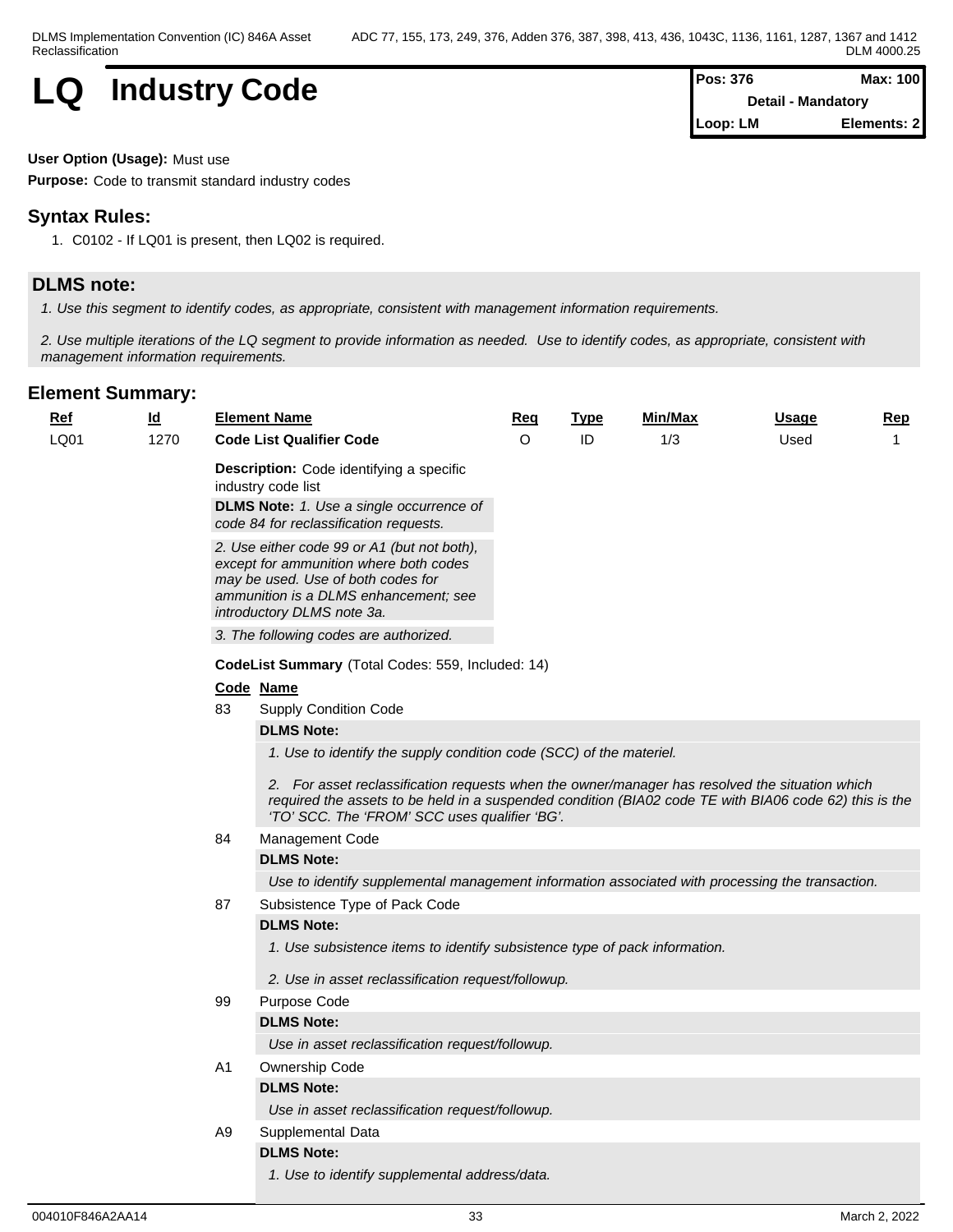# LQ Industry Code

| Pos: 376 | Max: 100 |
|---|---|
| Detail - Mandatory | |
| Loop: LM | Elements: 2 |

**User Option (Usage):** Must use

**Purpose:** Code to transmit standard industry codes

## Syntax Rules:

1. C0102 - If LQ01 is present, then LQ02 is required.

## DLMS note:

*1. Use this segment to identify codes, as appropriate, consistent with management information requirements.*

*2. Use multiple iterations of the LQ segment to provide information as needed. Use to identify codes, as appropriate, consistent with management information requirements.*

## Element Summary:

| Ref | Id | Element Name | Req | Type | Min/Max | Usage | Rep |
|---|---|---|---|---|---|---|---|
| LQ01 | 1270 | **Code List Qualifier Code** | O | ID | 1/3 | Used | 1 |

**Description:** Code identifying a specific industry code list

**DLMS Note:** *1. Use a single occurrence of code 84 for reclassification requests.*

*2. Use either code 99 or A1 (but not both), except for ammunition where both codes may be used. Use of both codes for ammunition is a DLMS enhancement; see introductory DLMS note 3a.*

*3. The following codes are authorized.*

**CodeList Summary** (Total Codes: 559, Included: 14)

| Code | Name |
|---|---|
| 83 | Supply Condition Code |
| 84 | Management Code |
| 87 | Subsistence Type of Pack Code |
| 99 | Purpose Code |
| A1 | Ownership Code |
| A9 | Supplemental Data |

**83 Supply Condition Code**

**DLMS Note:**

*1. Use to identify the supply condition code (SCC) of the materiel.*

*2. For asset reclassification requests when the owner/manager has resolved the situation which required the assets to be held in a suspended condition (BIA02 code TE with BIA06 code 62) this is the 'TO' SCC. The 'FROM' SCC uses qualifier 'BG'.*

**84 Management Code**

**DLMS Note:**

*Use to identify supplemental management information associated with processing the transaction.*

**87 Subsistence Type of Pack Code**

**DLMS Note:**

*1. Use subsistence items to identify subsistence type of pack information.*

*2. Use in asset reclassification request/followup.*

**99 Purpose Code**

**DLMS Note:**

*Use in asset reclassification request/followup.*

**A1 Ownership Code**

**DLMS Note:**

*Use in asset reclassification request/followup.*

**A9 Supplemental Data**

**DLMS Note:**

*1. Use to identify supplemental address/data.*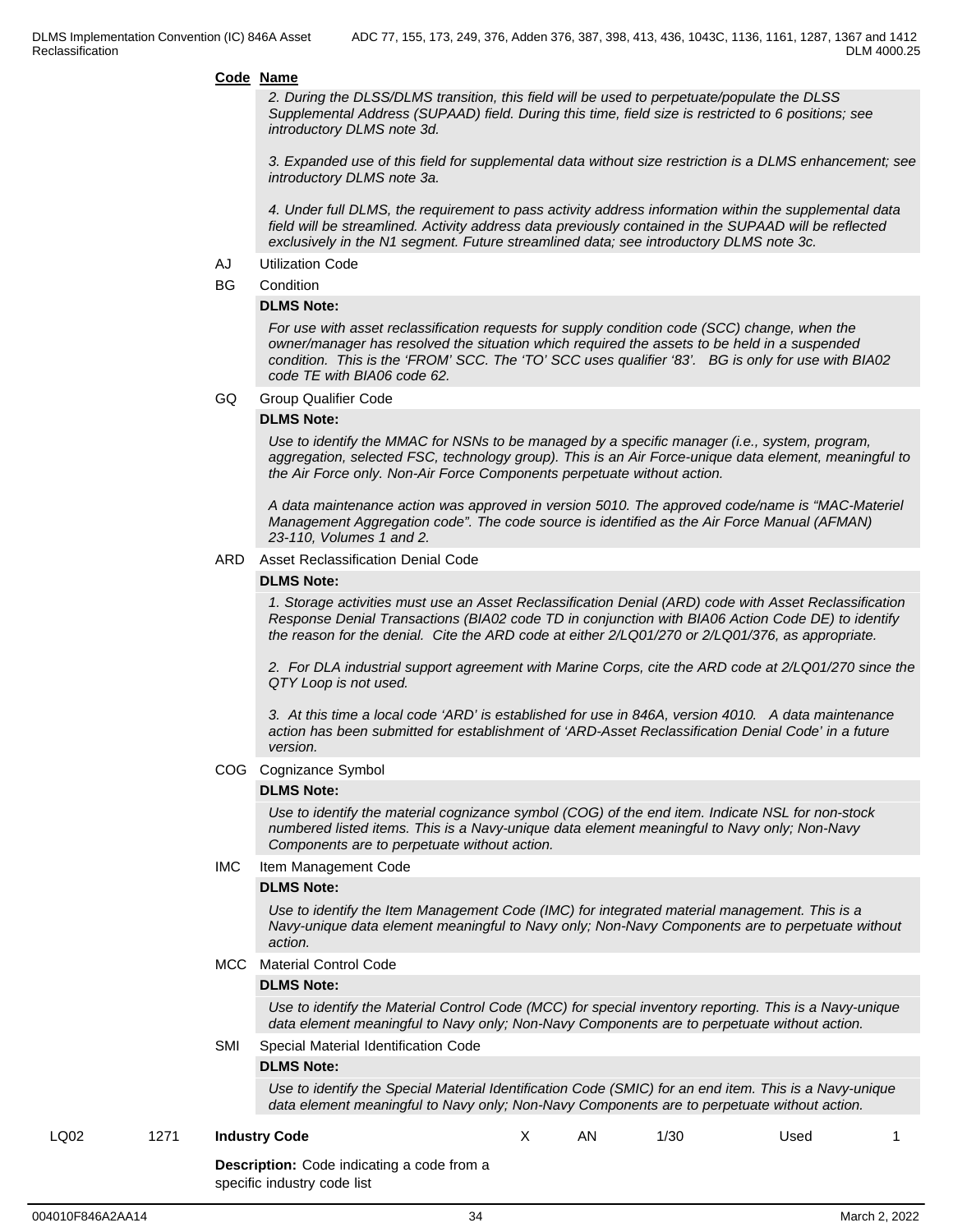**Code** **Name**

*2. During the DLSS/DLMS transition, this field will be used to perpetuate/populate the DLSS Supplemental Address (SUPAAD) field. During this time, field size is restricted to 6 positions; see introductory DLMS note 3d.*

*3. Expanded use of this field for supplemental data without size restriction is a DLMS enhancement; see introductory DLMS note 3a.*

*4. Under full DLMS, the requirement to pass activity address information within the supplemental data field will be streamlined. Activity address data previously contained in the SUPAAD will be reflected exclusively in the N1 segment. Future streamlined data; see introductory DLMS note 3c.*

AJ Utilization Code

BG Condition

**DLMS Note:**

*For use with asset reclassification requests for supply condition code (SCC) change, when the owner/manager has resolved the situation which required the assets to be held in a suspended condition. This is the 'FROM' SCC. The 'TO' SCC uses qualifier '83'. BG is only for use with BIA02 code TE with BIA06 code 62.*

GQ Group Qualifier Code

**DLMS Note:**

*Use to identify the MMAC for NSNs to be managed by a specific manager (i.e., system, program, aggregation, selected FSC, technology group). This is an Air Force-unique data element, meaningful to the Air Force only. Non-Air Force Components perpetuate without action.*

*A data maintenance action was approved in version 5010. The approved code/name is "MAC-Materiel Management Aggregation code". The code source is identified as the Air Force Manual (AFMAN) 23-110, Volumes 1 and 2.*

ARD Asset Reclassification Denial Code

**DLMS Note:**

*1. Storage activities must use an Asset Reclassification Denial (ARD) code with Asset Reclassification Response Denial Transactions (BIA02 code TD in conjunction with BIA06 Action Code DE) to identify the reason for the denial. Cite the ARD code at either 2/LQ01/270 or 2/LQ01/376, as appropriate.*

*2. For DLA industrial support agreement with Marine Corps, cite the ARD code at 2/LQ01/270 since the QTY Loop is not used.*

*3. At this time a local code 'ARD' is established for use in 846A, version 4010. A data maintenance action has been submitted for establishment of 'ARD-Asset Reclassification Denial Code' in a future version.*

COG Cognizance Symbol

**DLMS Note:**

*Use to identify the material cognizance symbol (COG) of the end item. Indicate NSL for non-stock numbered listed items. This is a Navy-unique data element meaningful to Navy only; Non-Navy Components are to perpetuate without action.*

IMC Item Management Code

**DLMS Note:**

*Use to identify the Item Management Code (IMC) for integrated material management. This is a Navy-unique data element meaningful to Navy only; Non-Navy Components are to perpetuate without action.*

MCC Material Control Code

**DLMS Note:**

*Use to identify the Material Control Code (MCC) for special inventory reporting. This is a Navy-unique data element meaningful to Navy only; Non-Navy Components are to perpetuate without action.*

SMI Special Material Identification Code

**DLMS Note:**

*Use to identify the Special Material Identification Code (SMIC) for an end item. This is a Navy-unique data element meaningful to Navy only; Non-Navy Components are to perpetuate without action.*

| LQ02 | 1271 | **Industry Code** | X | AN | 1/30 | Used | 1 |
|---|---|---|---|---|---|---|---|

**Description:** Code indicating a code from a specific industry code list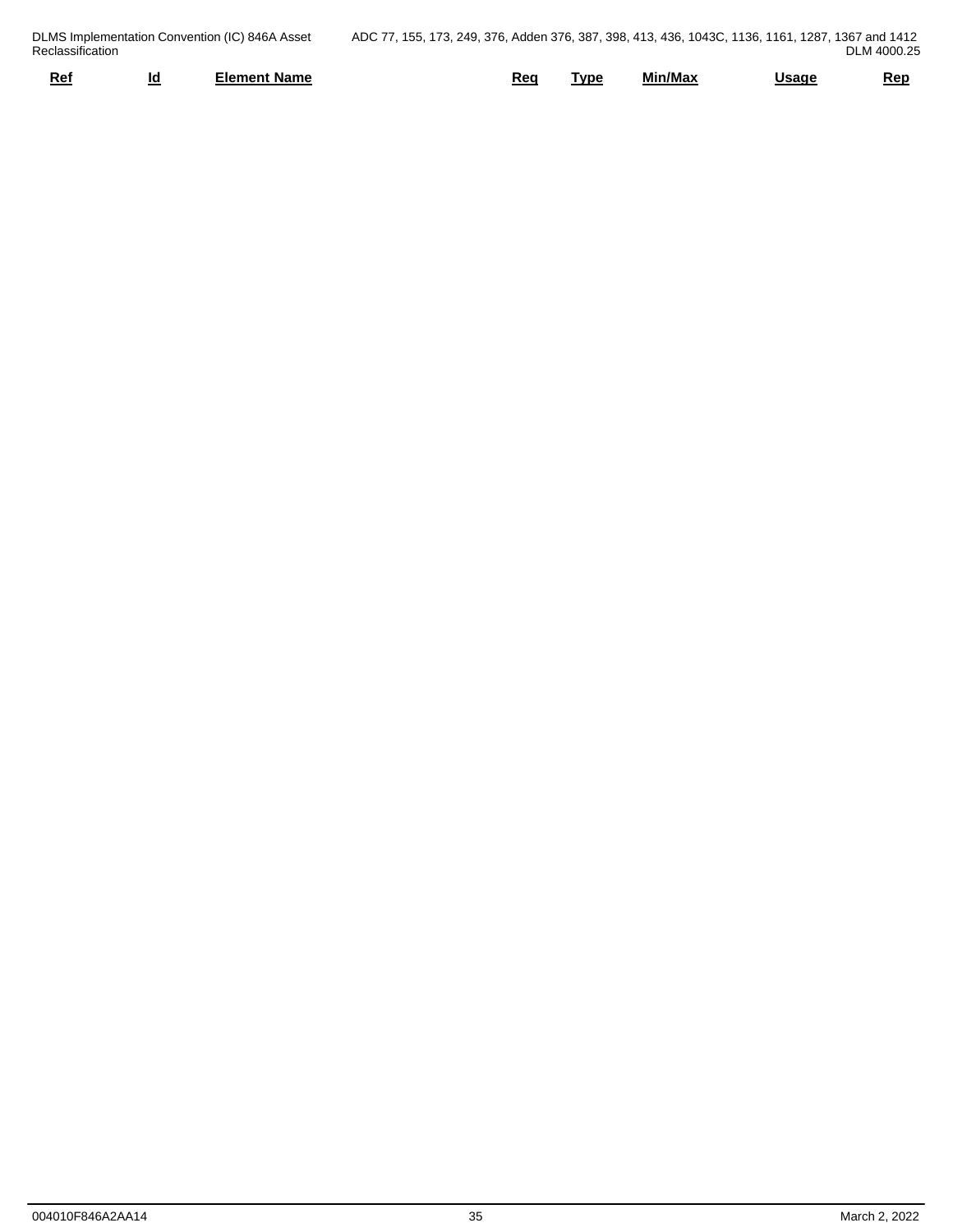| Ref | Id | Element Name | Req | Type | Min/Max | Usage | Rep |
|---|---|---|---|---|---|---|---|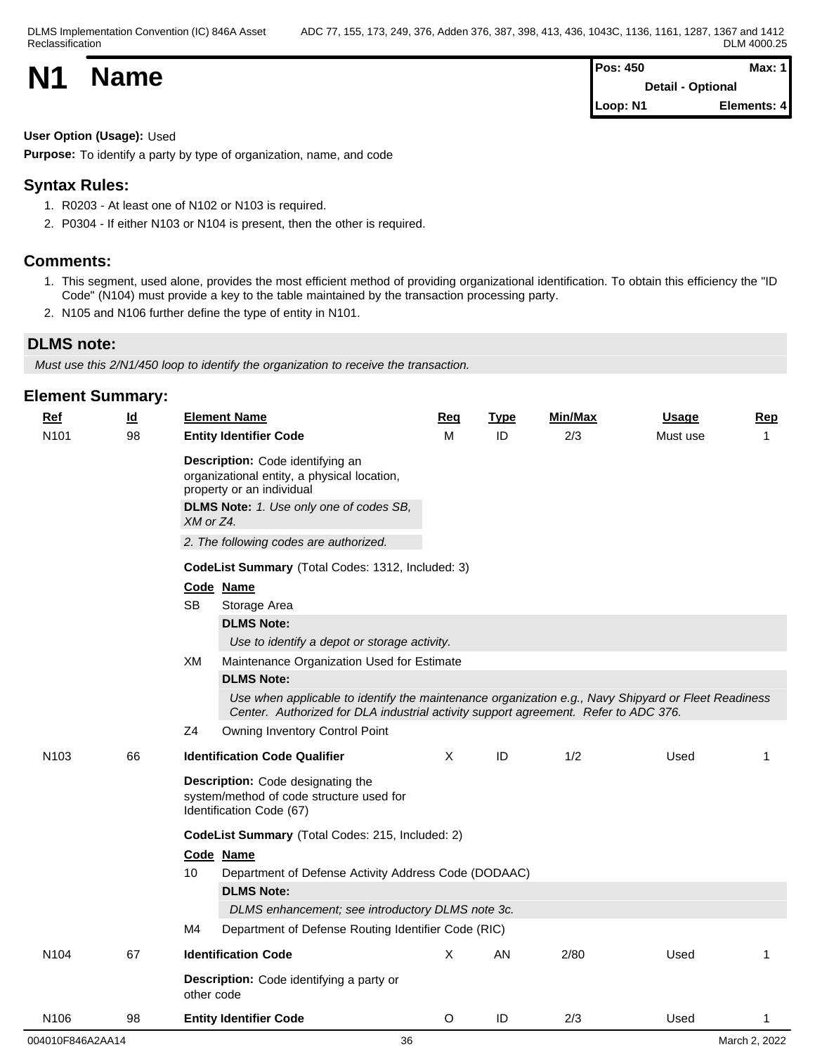# N1 Name

| Pos: 450 | Max: 1 |
|---|---|
| Detail - Optional | |
| Loop: N1 | Elements: 4 |

**User Option (Usage):** Used

**Purpose:** To identify a party by type of organization, name, and code

## Syntax Rules:

1. R0203 - At least one of N102 or N103 is required.
2. P0304 - If either N103 or N104 is present, then the other is required.

## Comments:

1. This segment, used alone, provides the most efficient method of providing organizational identification. To obtain this efficiency the "ID Code" (N104) must provide a key to the table maintained by the transaction processing party.
2. N105 and N106 further define the type of entity in N101.

## DLMS note:

*Must use this 2/N1/450 loop to identify the organization to receive the transaction.*

## Element Summary:

| Ref | Id | Element Name | Req | Type | Min/Max | Usage | Rep |
|---|---|---|---|---|---|---|---|
| N101 | 98 | **Entity Identifier Code** | M | ID | 2/3 | Must use | 1 |

**Description:** Code identifying an organizational entity, a physical location, property or an individual

**DLMS Note:** *1. Use only one of codes SB, XM or Z4.*

*2. The following codes are authorized.*

**CodeList Summary** (Total Codes: 1312, Included: 3)

| Code | Name |
|---|---|
| SB | Storage Area |
| | **DLMS Note:** *Use to identify a depot or storage activity.* |
| XM | Maintenance Organization Used for Estimate |
| | **DLMS Note:** *Use when applicable to identify the maintenance organization e.g., Navy Shipyard or Fleet Readiness Center. Authorized for DLA industrial activity support agreement. Refer to ADC 376.* |
| Z4 | Owning Inventory Control Point |

| Ref | Id | Element Name | Req | Type | Min/Max | Usage | Rep |
|---|---|---|---|---|---|---|---|
| N103 | 66 | **Identification Code Qualifier** | X | ID | 1/2 | Used | 1 |

**Description:** Code designating the system/method of code structure used for Identification Code (67)

**CodeList Summary** (Total Codes: 215, Included: 2)

| Code | Name |
|---|---|
| 10 | Department of Defense Activity Address Code (DODAAC) |
| | **DLMS Note:** *DLMS enhancement; see introductory DLMS note 3c.* |
| M4 | Department of Defense Routing Identifier Code (RIC) |

| Ref | Id | Element Name | Req | Type | Min/Max | Usage | Rep |
|---|---|---|---|---|---|---|---|
| N104 | 67 | **Identification Code** | X | AN | 2/80 | Used | 1 |

**Description:** Code identifying a party or other code

| Ref | Id | Element Name | Req | Type | Min/Max | Usage | Rep |
|---|---|---|---|---|---|---|---|
| N106 | 98 | **Entity Identifier Code** | O | ID | 2/3 | Used | 1 |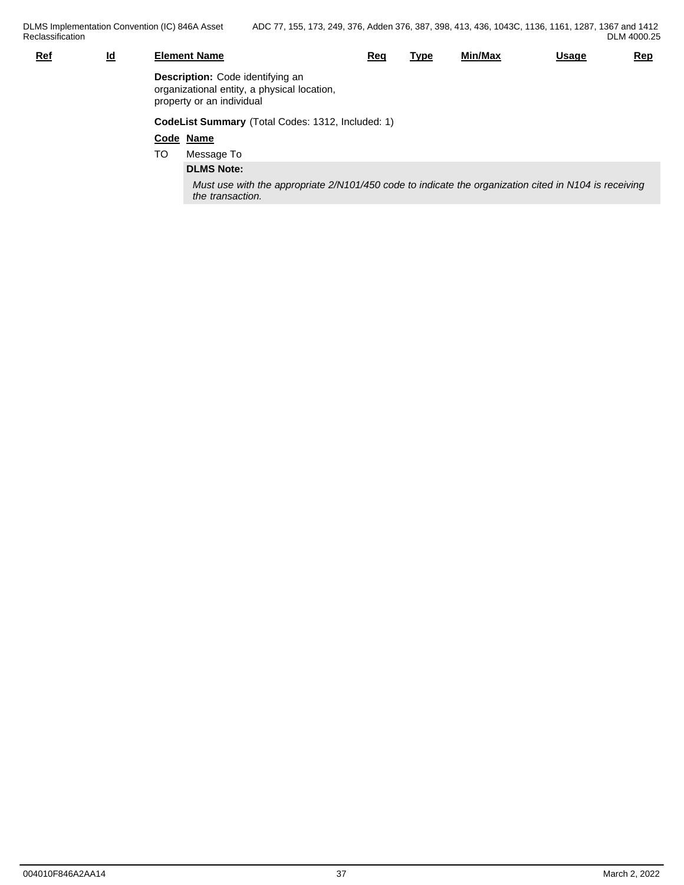| Ref | Id | Element Name | Req | Type | Min/Max | Usage | Rep |
|---|---|---|---|---|---|---|---|

**Description:** Code identifying an organizational entity, a physical location, property or an individual

**CodeList Summary** (Total Codes: 1312, Included: 1)

| Code | Name |
|---|---|
| TO | Message To |

**DLMS Note:**

*Must use with the appropriate 2/N101/450 code to indicate the organization cited in N104 is receiving the transaction.*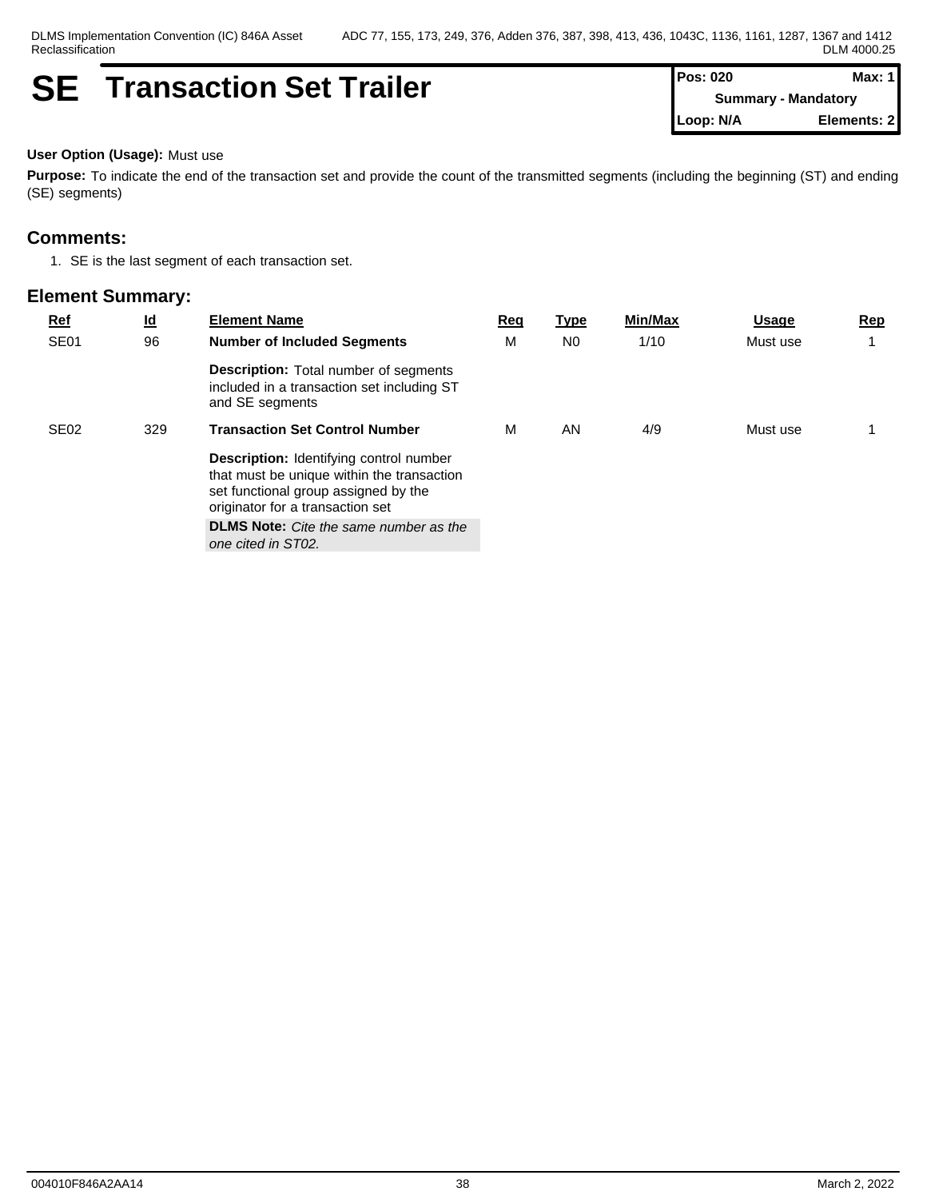# SE Transaction Set Trailer

| Pos: 020 | Max: 1 |
|---|---|
| Summary - Mandatory | |
| Loop: N/A | Elements: 2 |

**User Option (Usage):** Must use

**Purpose:** To indicate the end of the transaction set and provide the count of the transmitted segments (including the beginning (ST) and ending (SE) segments)

## Comments:

1. SE is the last segment of each transaction set.

## Element Summary:

| Ref | Id | Element Name | Req | Type | Min/Max | Usage | Rep |
|---|---|---|---|---|---|---|---|
| SE01 | 96 | **Number of Included Segments**<br><br>**Description:** Total number of segments included in a transaction set including ST and SE segments | M | N0 | 1/10 | Must use | 1 |
| SE02 | 329 | **Transaction Set Control Number**<br><br>**Description:** Identifying control number that must be unique within the transaction set functional group assigned by the originator for a transaction set<br>**DLMS Note:** *Cite the same number as the one cited in ST02.* | M | AN | 4/9 | Must use | 1 |